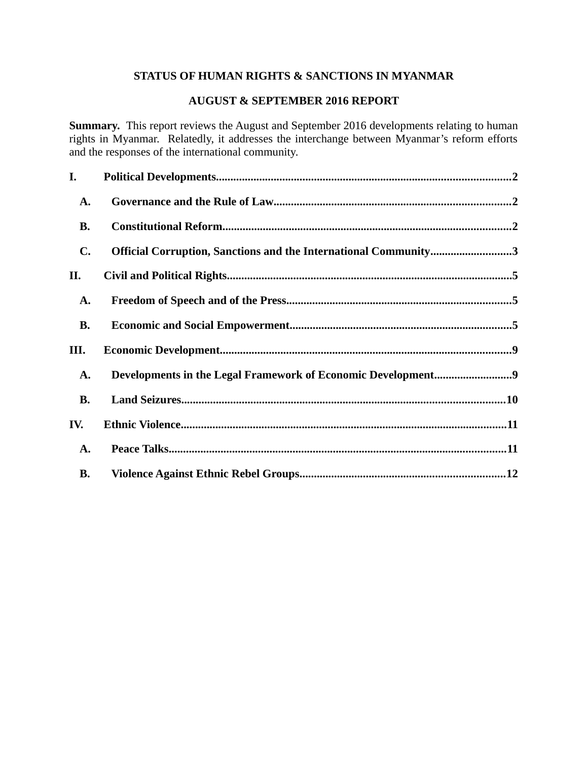**STATUS OF HUMAN RIGHTS & SANCTIONS IN MYANMAR**

**AUGUST & SEPTEMBER 2016 REPORT**

**Summary.** This report reviews the August and September 2016 developments relating to human rights in Myanmar. Relatedly, it addresses the interchange between Myanmar's reform efforts and the responses of the international community.

**I. Political Developments....................................................................................................2**

- **A. Governance and the Rule of Law..................................................................................2**
- **B. Constitutional Reform....................................................................................................2**
- **C. Official Corruption, Sanctions and the International Community............................3**

**II. Civil and Political Rights..................................................................................................5**

- **A. Freedom of Speech and of the Press.............................................................................5**
- **B. Economic and Social Empowerment.............................................................................5**

**III. Economic Development....................................................................................................9**

- **A. Developments in the Legal Framework of Economic Development...........................9**
- **B. Land Seizures................................................................................................................10**

**IV. Ethnic Violence................................................................................................................11**

- **A. Peace Talks....................................................................................................................11**
- **B. Violence Against Ethnic Rebel Groups.......................................................................12**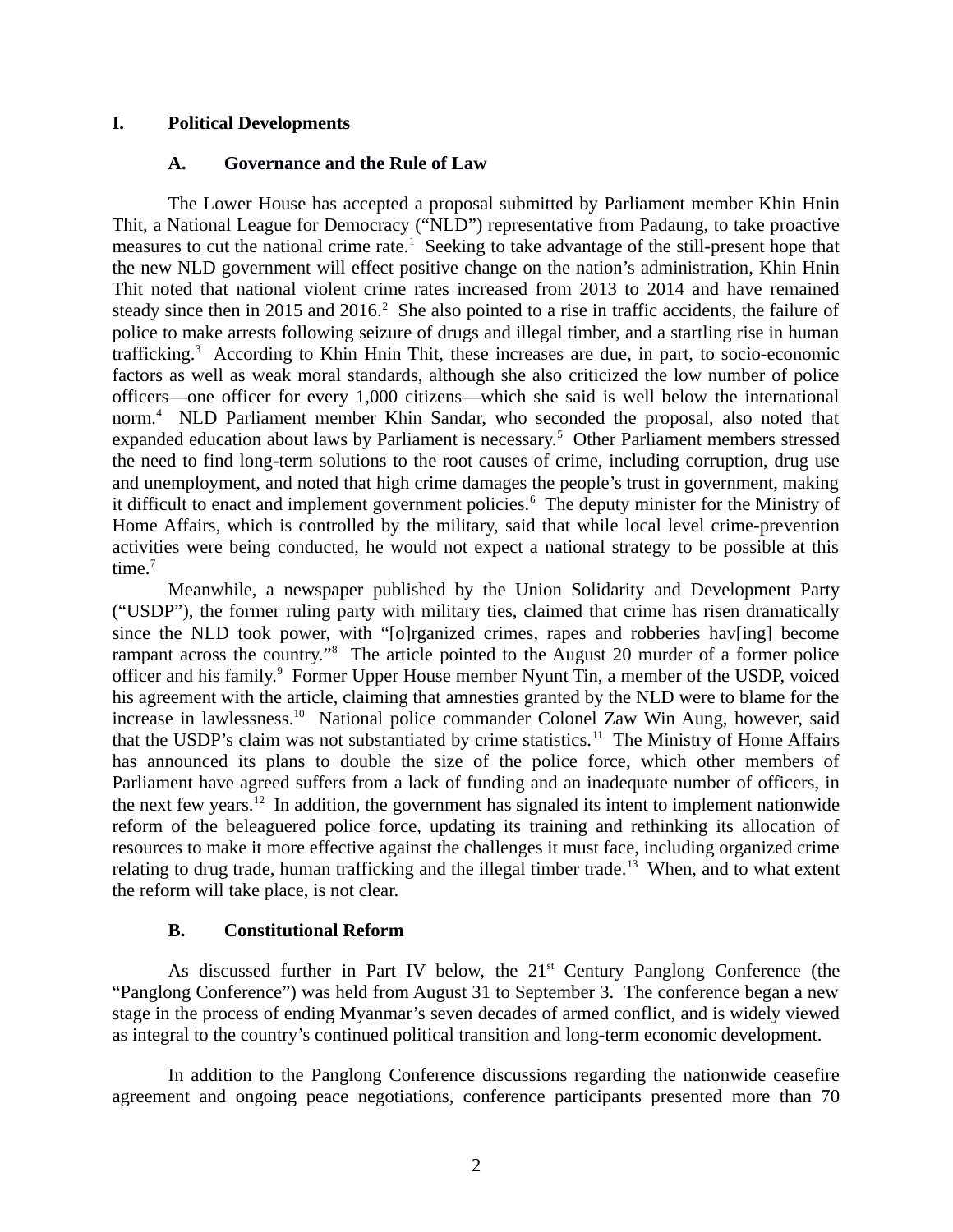# I. Political Developments

## A. Governance and the Rule of Law

The Lower House has accepted a proposal submitted by Parliament member Khin Hnin Thit, a National League for Democracy ("NLD") representative from Padaung, to take proactive measures to cut the national crime rate.[1] Seeking to take advantage of the still-present hope that the new NLD government will effect positive change on the nation's administration, Khin Hnin Thit noted that national violent crime rates increased from 2013 to 2014 and have remained steady since then in 2015 and 2016.[2] She also pointed to a rise in traffic accidents, the failure of police to make arrests following seizure of drugs and illegal timber, and a startling rise in human trafficking.[3] According to Khin Hnin Thit, these increases are due, in part, to socio-economic factors as well as weak moral standards, although she also criticized the low number of police officers—one officer for every 1,000 citizens—which she said is well below the international norm.[4] NLD Parliament member Khin Sandar, who seconded the proposal, also noted that expanded education about laws by Parliament is necessary.[5] Other Parliament members stressed the need to find long-term solutions to the root causes of crime, including corruption, drug use and unemployment, and noted that high crime damages the people's trust in government, making it difficult to enact and implement government policies.[6] The deputy minister for the Ministry of Home Affairs, which is controlled by the military, said that while local level crime-prevention activities were being conducted, he would not expect a national strategy to be possible at this time.[7]

Meanwhile, a newspaper published by the Union Solidarity and Development Party ("USDP"), the former ruling party with military ties, claimed that crime has risen dramatically since the NLD took power, with "[o]rganized crimes, rapes and robberies hav[ing] become rampant across the country."[8] The article pointed to the August 20 murder of a former police officer and his family.[9] Former Upper House member Nyunt Tin, a member of the USDP, voiced his agreement with the article, claiming that amnesties granted by the NLD were to blame for the increase in lawlessness.[10] National police commander Colonel Zaw Win Aung, however, said that the USDP's claim was not substantiated by crime statistics.[11] The Ministry of Home Affairs has announced its plans to double the size of the police force, which other members of Parliament have agreed suffers from a lack of funding and an inadequate number of officers, in the next few years.[12] In addition, the government has signaled its intent to implement nationwide reform of the beleaguered police force, updating its training and rethinking its allocation of resources to make it more effective against the challenges it must face, including organized crime relating to drug trade, human trafficking and the illegal timber trade.[13] When, and to what extent the reform will take place, is not clear.

## B. Constitutional Reform

As discussed further in Part IV below, the 21st Century Panglong Conference (the "Panglong Conference") was held from August 31 to September 3. The conference began a new stage in the process of ending Myanmar's seven decades of armed conflict, and is widely viewed as integral to the country's continued political transition and long-term economic development.

In addition to the Panglong Conference discussions regarding the nationwide ceasefire agreement and ongoing peace negotiations, conference participants presented more than 70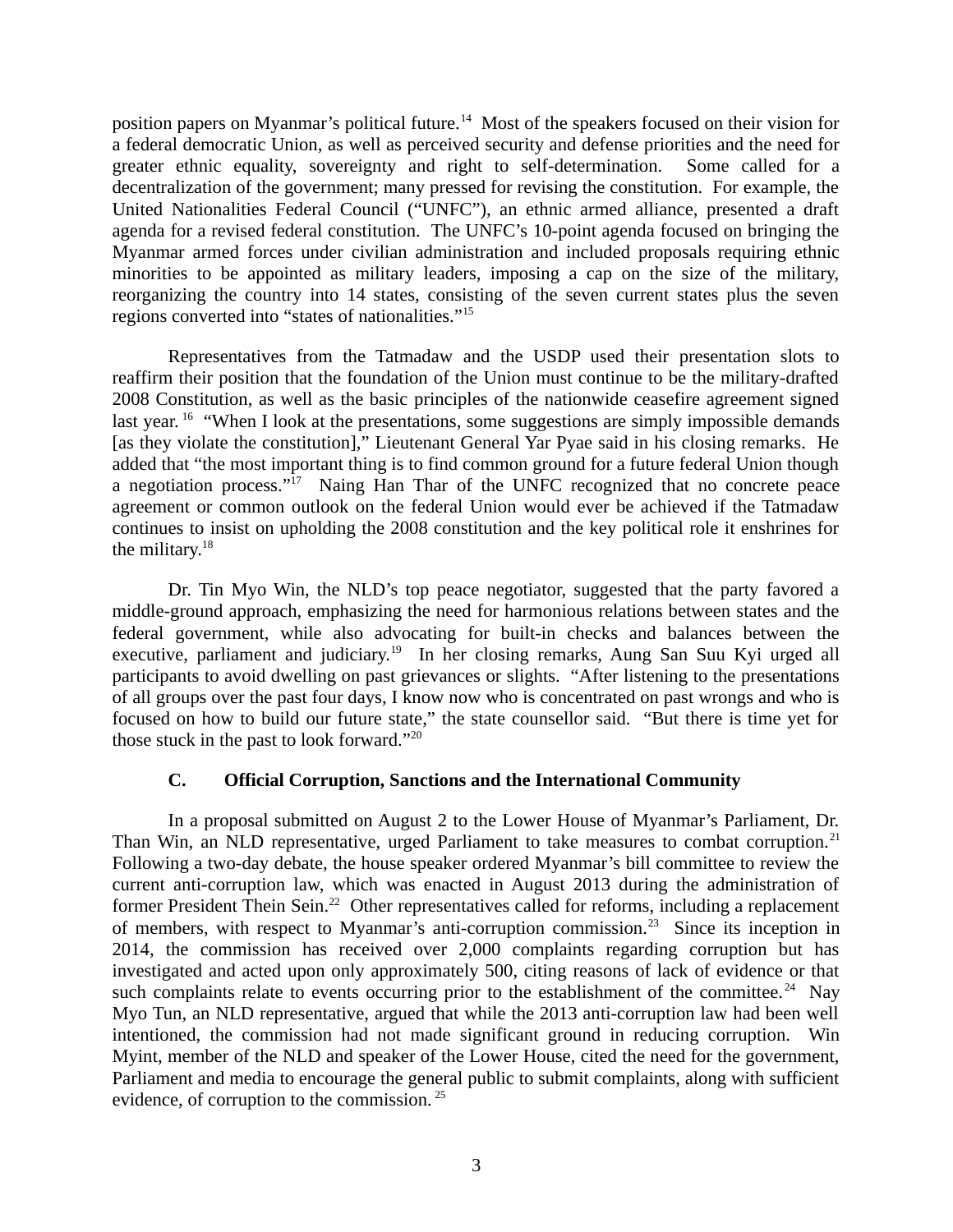position papers on Myanmar's political future.[14] Most of the speakers focused on their vision for a federal democratic Union, as well as perceived security and defense priorities and the need for greater ethnic equality, sovereignty and right to self-determination. Some called for a decentralization of the government; many pressed for revising the constitution. For example, the United Nationalities Federal Council ("UNFC"), an ethnic armed alliance, presented a draft agenda for a revised federal constitution. The UNFC's 10-point agenda focused on bringing the Myanmar armed forces under civilian administration and included proposals requiring ethnic minorities to be appointed as military leaders, imposing a cap on the size of the military, reorganizing the country into 14 states, consisting of the seven current states plus the seven regions converted into "states of nationalities."[15]

Representatives from the Tatmadaw and the USDP used their presentation slots to reaffirm their position that the foundation of the Union must continue to be the military-drafted 2008 Constitution, as well as the basic principles of the nationwide ceasefire agreement signed last year.[16] "When I look at the presentations, some suggestions are simply impossible demands [as they violate the constitution]," Lieutenant General Yar Pyae said in his closing remarks. He added that "the most important thing is to find common ground for a future federal Union though a negotiation process."[17] Naing Han Thar of the UNFC recognized that no concrete peace agreement or common outlook on the federal Union would ever be achieved if the Tatmadaw continues to insist on upholding the 2008 constitution and the key political role it enshrines for the military.[18]

Dr. Tin Myo Win, the NLD's top peace negotiator, suggested that the party favored a middle-ground approach, emphasizing the need for harmonious relations between states and the federal government, while also advocating for built-in checks and balances between the executive, parliament and judiciary.[19] In her closing remarks, Aung San Suu Kyi urged all participants to avoid dwelling on past grievances or slights. "After listening to the presentations of all groups over the past four days, I know now who is concentrated on past wrongs and who is focused on how to build our future state," the state counsellor said. "But there is time yet for those stuck in the past to look forward."[20]

### C. Official Corruption, Sanctions and the International Community

In a proposal submitted on August 2 to the Lower House of Myanmar's Parliament, Dr. Than Win, an NLD representative, urged Parliament to take measures to combat corruption.[21] Following a two-day debate, the house speaker ordered Myanmar's bill committee to review the current anti-corruption law, which was enacted in August 2013 during the administration of former President Thein Sein.[22] Other representatives called for reforms, including a replacement of members, with respect to Myanmar's anti-corruption commission.[23] Since its inception in 2014, the commission has received over 2,000 complaints regarding corruption but has investigated and acted upon only approximately 500, citing reasons of lack of evidence or that such complaints relate to events occurring prior to the establishment of the committee.[24] Nay Myo Tun, an NLD representative, argued that while the 2013 anti-corruption law had been well intentioned, the commission had not made significant ground in reducing corruption. Win Myint, member of the NLD and speaker of the Lower House, cited the need for the government, Parliament and media to encourage the general public to submit complaints, along with sufficient evidence, of corruption to the commission.[25]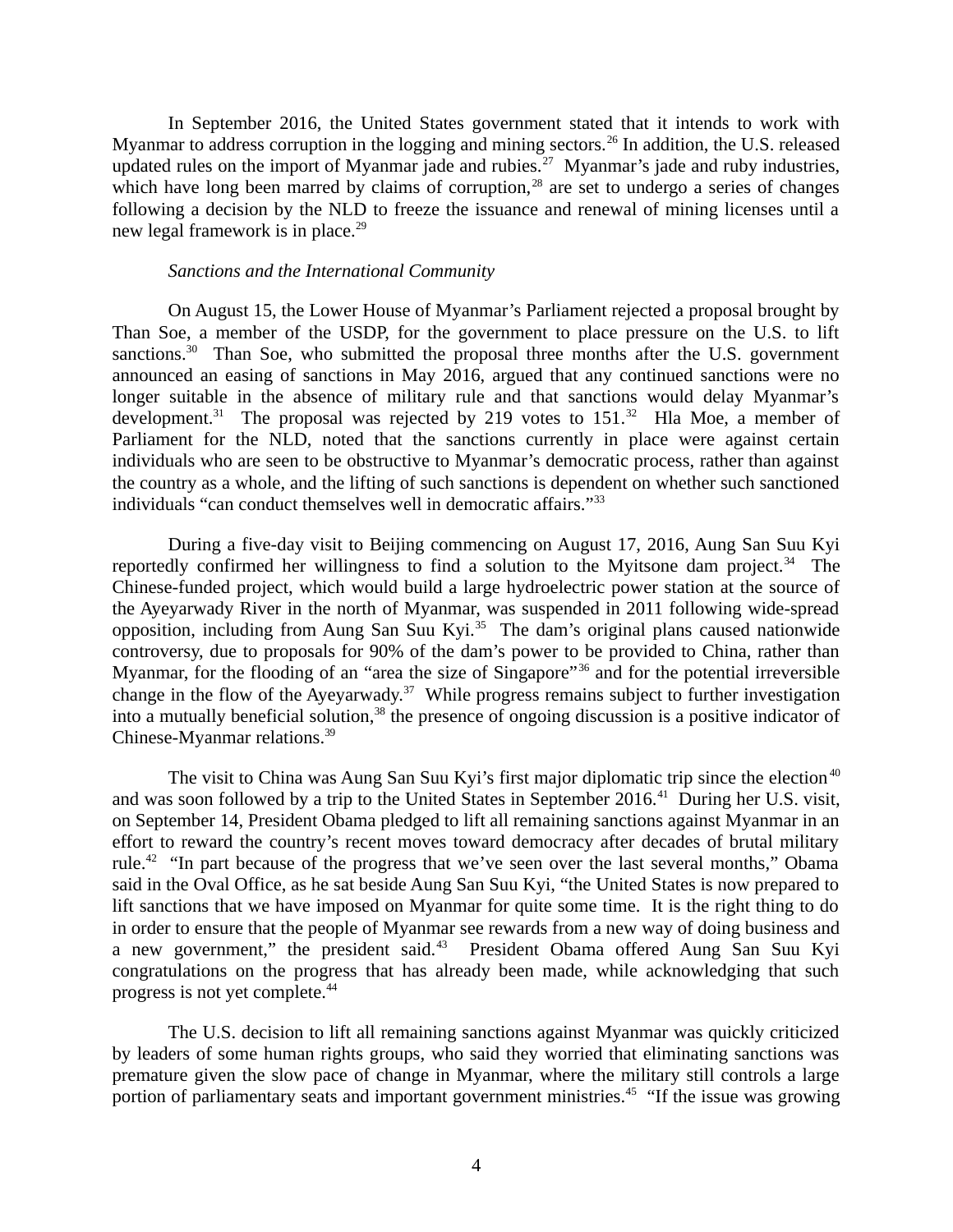In September 2016, the United States government stated that it intends to work with Myanmar to address corruption in the logging and mining sectors.[26] In addition, the U.S. released updated rules on the import of Myanmar jade and rubies.[27] Myanmar's jade and ruby industries, which have long been marred by claims of corruption,[28] are set to undergo a series of changes following a decision by the NLD to freeze the issuance and renewal of mining licenses until a new legal framework is in place.[29]

*Sanctions and the International Community*

On August 15, the Lower House of Myanmar's Parliament rejected a proposal brought by Than Soe, a member of the USDP, for the government to place pressure on the U.S. to lift sanctions.[30] Than Soe, who submitted the proposal three months after the U.S. government announced an easing of sanctions in May 2016, argued that any continued sanctions were no longer suitable in the absence of military rule and that sanctions would delay Myanmar's development.[31] The proposal was rejected by 219 votes to 151.[32] Hla Moe, a member of Parliament for the NLD, noted that the sanctions currently in place were against certain individuals who are seen to be obstructive to Myanmar's democratic process, rather than against the country as a whole, and the lifting of such sanctions is dependent on whether such sanctioned individuals "can conduct themselves well in democratic affairs."[33]

During a five-day visit to Beijing commencing on August 17, 2016, Aung San Suu Kyi reportedly confirmed her willingness to find a solution to the Myitsone dam project.[34] The Chinese-funded project, which would build a large hydroelectric power station at the source of the Ayeyarwady River in the north of Myanmar, was suspended in 2011 following wide-spread opposition, including from Aung San Suu Kyi.[35] The dam's original plans caused nationwide controversy, due to proposals for 90% of the dam's power to be provided to China, rather than Myanmar, for the flooding of an "area the size of Singapore"[36] and for the potential irreversible change in the flow of the Ayeyarwady.[37] While progress remains subject to further investigation into a mutually beneficial solution,[38] the presence of ongoing discussion is a positive indicator of Chinese-Myanmar relations.[39]

The visit to China was Aung San Suu Kyi's first major diplomatic trip since the election[40] and was soon followed by a trip to the United States in September 2016.[41] During her U.S. visit, on September 14, President Obama pledged to lift all remaining sanctions against Myanmar in an effort to reward the country's recent moves toward democracy after decades of brutal military rule.[42] "In part because of the progress that we've seen over the last several months," Obama said in the Oval Office, as he sat beside Aung San Suu Kyi, "the United States is now prepared to lift sanctions that we have imposed on Myanmar for quite some time. It is the right thing to do in order to ensure that the people of Myanmar see rewards from a new way of doing business and a new government," the president said.[43] President Obama offered Aung San Suu Kyi congratulations on the progress that has already been made, while acknowledging that such progress is not yet complete.[44]

The U.S. decision to lift all remaining sanctions against Myanmar was quickly criticized by leaders of some human rights groups, who said they worried that eliminating sanctions was premature given the slow pace of change in Myanmar, where the military still controls a large portion of parliamentary seats and important government ministries.[45] "If the issue was growing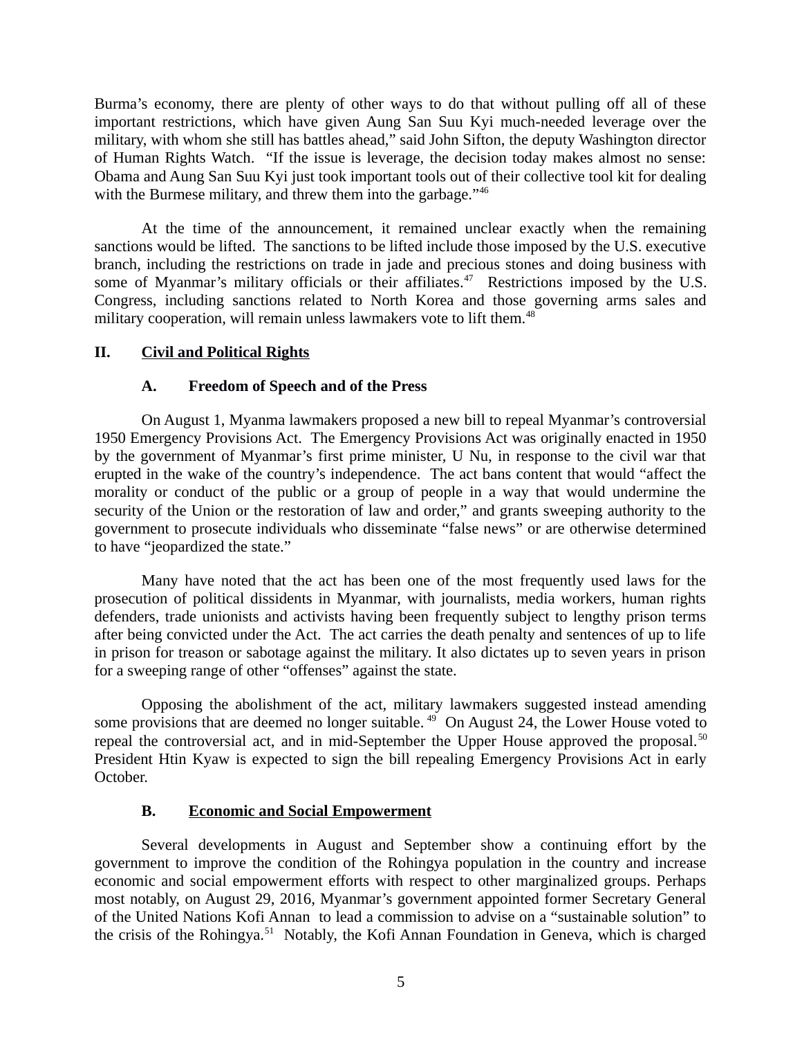Burma's economy, there are plenty of other ways to do that without pulling off all of these important restrictions, which have given Aung San Suu Kyi much-needed leverage over the military, with whom she still has battles ahead," said John Sifton, the deputy Washington director of Human Rights Watch. "If the issue is leverage, the decision today makes almost no sense: Obama and Aung San Suu Kyi just took important tools out of their collective tool kit for dealing with the Burmese military, and threw them into the garbage."[46]

At the time of the announcement, it remained unclear exactly when the remaining sanctions would be lifted. The sanctions to be lifted include those imposed by the U.S. executive branch, including the restrictions on trade in jade and precious stones and doing business with some of Myanmar's military officials or their affiliates.[47] Restrictions imposed by the U.S. Congress, including sanctions related to North Korea and those governing arms sales and military cooperation, will remain unless lawmakers vote to lift them.[48]

## II. Civil and Political Rights

### A. Freedom of Speech and of the Press

On August 1, Myanma lawmakers proposed a new bill to repeal Myanmar's controversial 1950 Emergency Provisions Act. The Emergency Provisions Act was originally enacted in 1950 by the government of Myanmar's first prime minister, U Nu, in response to the civil war that erupted in the wake of the country's independence. The act bans content that would "affect the morality or conduct of the public or a group of people in a way that would undermine the security of the Union or the restoration of law and order," and grants sweeping authority to the government to prosecute individuals who disseminate "false news" or are otherwise determined to have "jeopardized the state."

Many have noted that the act has been one of the most frequently used laws for the prosecution of political dissidents in Myanmar, with journalists, media workers, human rights defenders, trade unionists and activists having been frequently subject to lengthy prison terms after being convicted under the Act. The act carries the death penalty and sentences of up to life in prison for treason or sabotage against the military. It also dictates up to seven years in prison for a sweeping range of other "offenses" against the state.

Opposing the abolishment of the act, military lawmakers suggested instead amending some provisions that are deemed no longer suitable.[49] On August 24, the Lower House voted to repeal the controversial act, and in mid-September the Upper House approved the proposal.[50] President Htin Kyaw is expected to sign the bill repealing Emergency Provisions Act in early October.

### B. Economic and Social Empowerment

Several developments in August and September show a continuing effort by the government to improve the condition of the Rohingya population in the country and increase economic and social empowerment efforts with respect to other marginalized groups. Perhaps most notably, on August 29, 2016, Myanmar's government appointed former Secretary General of the United Nations Kofi Annan to lead a commission to advise on a "sustainable solution" to the crisis of the Rohingya.[51] Notably, the Kofi Annan Foundation in Geneva, which is charged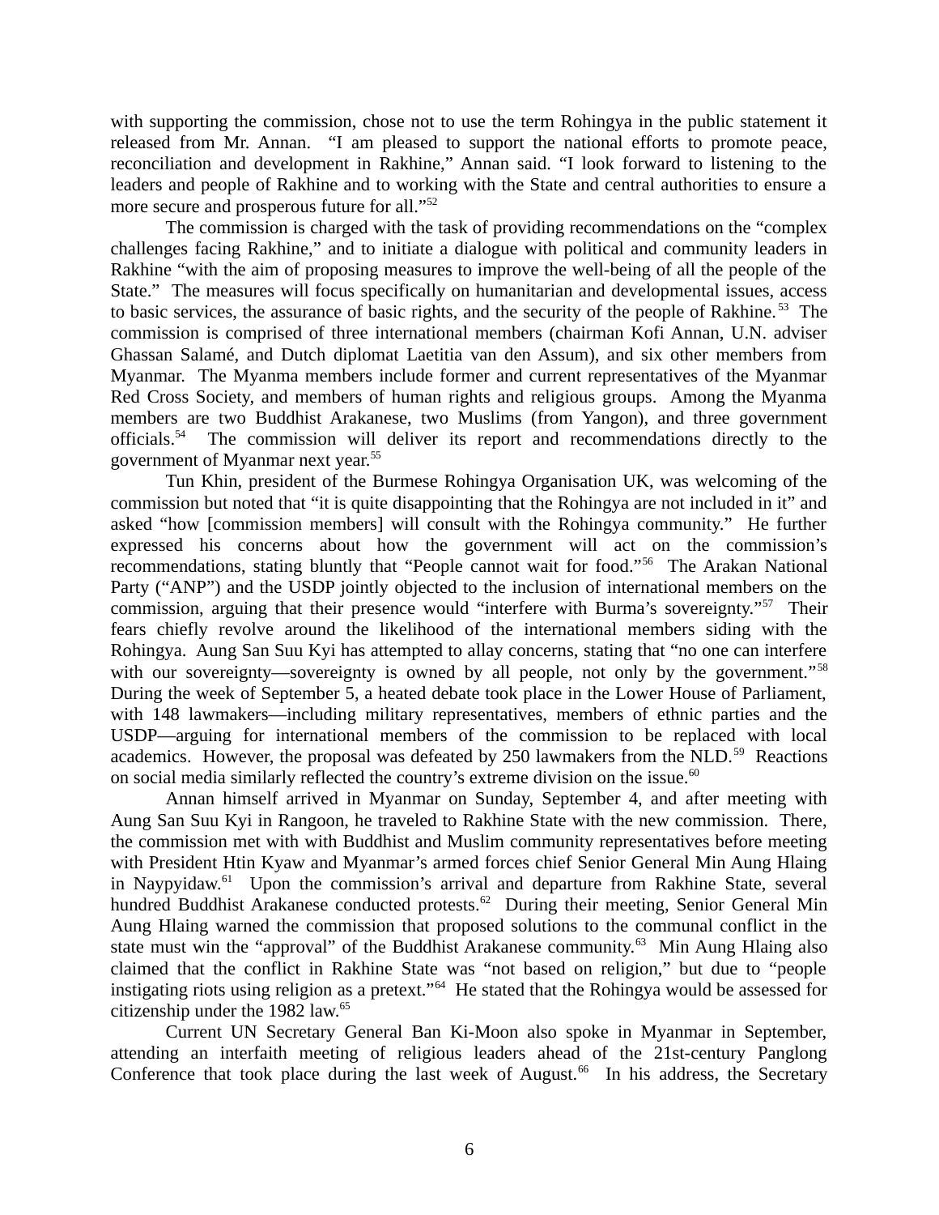with supporting the commission, chose not to use the term Rohingya in the public statement it released from Mr. Annan. "I am pleased to support the national efforts to promote peace, reconciliation and development in Rakhine," Annan said. "I look forward to listening to the leaders and people of Rakhine and to working with the State and central authorities to ensure a more secure and prosperous future for all."[52]

The commission is charged with the task of providing recommendations on the "complex challenges facing Rakhine," and to initiate a dialogue with political and community leaders in Rakhine "with the aim of proposing measures to improve the well-being of all the people of the State." The measures will focus specifically on humanitarian and developmental issues, access to basic services, the assurance of basic rights, and the security of the people of Rakhine.[53] The commission is comprised of three international members (chairman Kofi Annan, U.N. adviser Ghassan Salamé, and Dutch diplomat Laetitia van den Assum), and six other members from Myanmar. The Myanma members include former and current representatives of the Myanmar Red Cross Society, and members of human rights and religious groups. Among the Myanma members are two Buddhist Arakanese, two Muslims (from Yangon), and three government officials.[54] The commission will deliver its report and recommendations directly to the government of Myanmar next year.[55]

Tun Khin, president of the Burmese Rohingya Organisation UK, was welcoming of the commission but noted that "it is quite disappointing that the Rohingya are not included in it" and asked "how [commission members] will consult with the Rohingya community." He further expressed his concerns about how the government will act on the commission's recommendations, stating bluntly that "People cannot wait for food."[56] The Arakan National Party ("ANP") and the USDP jointly objected to the inclusion of international members on the commission, arguing that their presence would "interfere with Burma's sovereignty."[57] Their fears chiefly revolve around the likelihood of the international members siding with the Rohingya. Aung San Suu Kyi has attempted to allay concerns, stating that "no one can interfere with our sovereignty—sovereignty is owned by all people, not only by the government."[58] During the week of September 5, a heated debate took place in the Lower House of Parliament, with 148 lawmakers—including military representatives, members of ethnic parties and the USDP—arguing for international members of the commission to be replaced with local academics. However, the proposal was defeated by 250 lawmakers from the NLD.[59] Reactions on social media similarly reflected the country's extreme division on the issue.[60]

Annan himself arrived in Myanmar on Sunday, September 4, and after meeting with Aung San Suu Kyi in Rangoon, he traveled to Rakhine State with the new commission. There, the commission met with with Buddhist and Muslim community representatives before meeting with President Htin Kyaw and Myanmar's armed forces chief Senior General Min Aung Hlaing in Naypyidaw.[61] Upon the commission's arrival and departure from Rakhine State, several hundred Buddhist Arakanese conducted protests.[62] During their meeting, Senior General Min Aung Hlaing warned the commission that proposed solutions to the communal conflict in the state must win the "approval" of the Buddhist Arakanese community.[63] Min Aung Hlaing also claimed that the conflict in Rakhine State was "not based on religion," but due to "people instigating riots using religion as a pretext."[64] He stated that the Rohingya would be assessed for citizenship under the 1982 law.[65]

Current UN Secretary General Ban Ki-Moon also spoke in Myanmar in September, attending an interfaith meeting of religious leaders ahead of the 21st-century Panglong Conference that took place during the last week of August.[66] In his address, the Secretary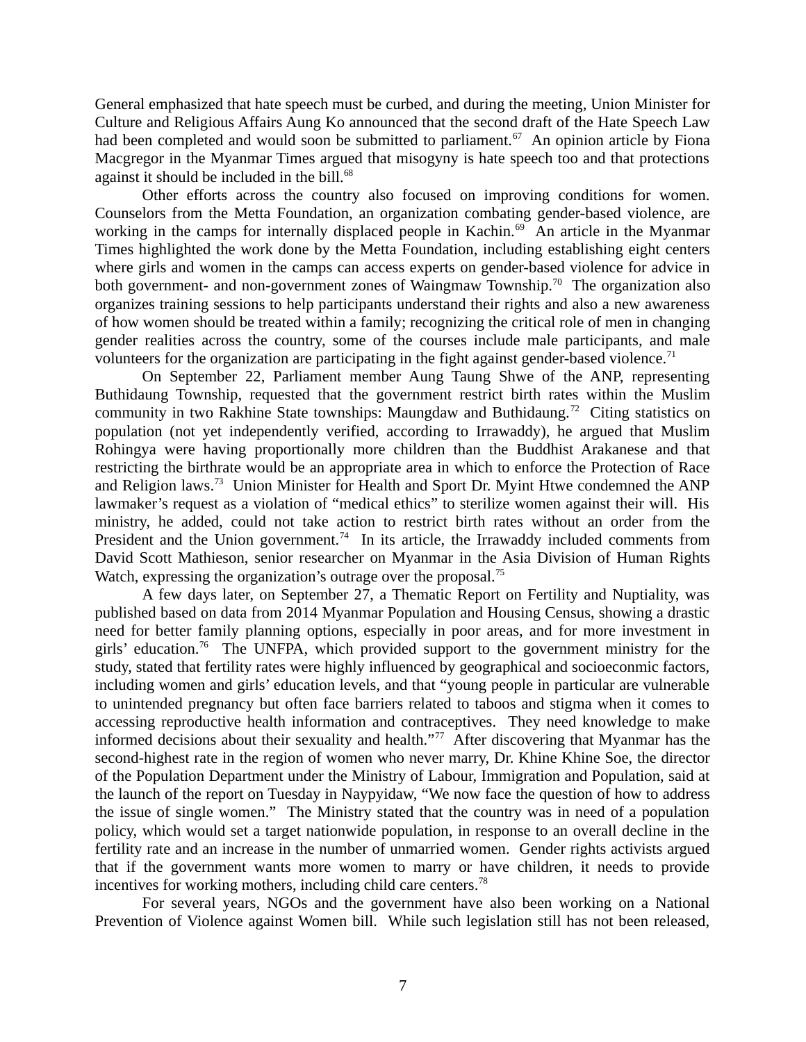General emphasized that hate speech must be curbed, and during the meeting, Union Minister for Culture and Religious Affairs Aung Ko announced that the second draft of the Hate Speech Law had been completed and would soon be submitted to parliament.[67] An opinion article by Fiona Macgregor in the Myanmar Times argued that misogyny is hate speech too and that protections against it should be included in the bill.[68]

Other efforts across the country also focused on improving conditions for women. Counselors from the Metta Foundation, an organization combating gender-based violence, are working in the camps for internally displaced people in Kachin.[69] An article in the Myanmar Times highlighted the work done by the Metta Foundation, including establishing eight centers where girls and women in the camps can access experts on gender-based violence for advice in both government- and non-government zones of Waingmaw Township.[70] The organization also organizes training sessions to help participants understand their rights and also a new awareness of how women should be treated within a family; recognizing the critical role of men in changing gender realities across the country, some of the courses include male participants, and male volunteers for the organization are participating in the fight against gender-based violence.[71]

On September 22, Parliament member Aung Taung Shwe of the ANP, representing Buthidaung Township, requested that the government restrict birth rates within the Muslim community in two Rakhine State townships: Maungdaw and Buthidaung.[72] Citing statistics on population (not yet independently verified, according to Irrawaddy), he argued that Muslim Rohingya were having proportionally more children than the Buddhist Arakanese and that restricting the birthrate would be an appropriate area in which to enforce the Protection of Race and Religion laws.[73] Union Minister for Health and Sport Dr. Myint Htwe condemned the ANP lawmaker's request as a violation of "medical ethics" to sterilize women against their will. His ministry, he added, could not take action to restrict birth rates without an order from the President and the Union government.[74] In its article, the Irrawaddy included comments from David Scott Mathieson, senior researcher on Myanmar in the Asia Division of Human Rights Watch, expressing the organization's outrage over the proposal.[75]

A few days later, on September 27, a Thematic Report on Fertility and Nuptiality, was published based on data from 2014 Myanmar Population and Housing Census, showing a drastic need for better family planning options, especially in poor areas, and for more investment in girls' education.[76] The UNFPA, which provided support to the government ministry for the study, stated that fertility rates were highly influenced by geographical and socioeconmic factors, including women and girls' education levels, and that "young people in particular are vulnerable to unintended pregnancy but often face barriers related to taboos and stigma when it comes to accessing reproductive health information and contraceptives. They need knowledge to make informed decisions about their sexuality and health."[77] After discovering that Myanmar has the second-highest rate in the region of women who never marry, Dr. Khine Khine Soe, the director of the Population Department under the Ministry of Labour, Immigration and Population, said at the launch of the report on Tuesday in Naypyidaw, "We now face the question of how to address the issue of single women." The Ministry stated that the country was in need of a population policy, which would set a target nationwide population, in response to an overall decline in the fertility rate and an increase in the number of unmarried women. Gender rights activists argued that if the government wants more women to marry or have children, it needs to provide incentives for working mothers, including child care centers.[78]

For several years, NGOs and the government have also been working on a National Prevention of Violence against Women bill. While such legislation still has not been released,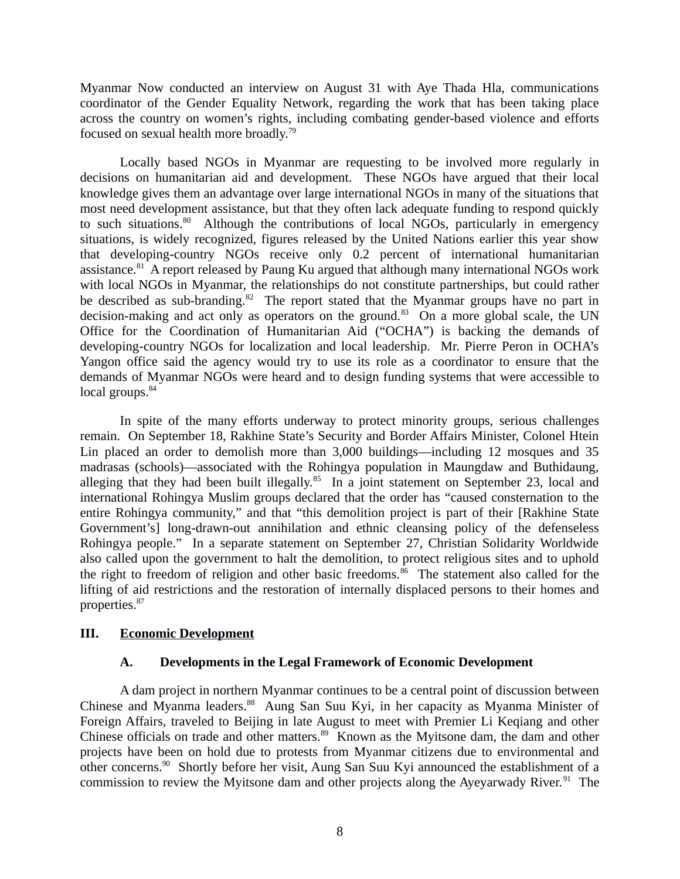Myanmar Now conducted an interview on August 31 with Aye Thada Hla, communications coordinator of the Gender Equality Network, regarding the work that has been taking place across the country on women's rights, including combating gender-based violence and efforts focused on sexual health more broadly.[79]

Locally based NGOs in Myanmar are requesting to be involved more regularly in decisions on humanitarian aid and development. These NGOs have argued that their local knowledge gives them an advantage over large international NGOs in many of the situations that most need development assistance, but that they often lack adequate funding to respond quickly to such situations.[80] Although the contributions of local NGOs, particularly in emergency situations, is widely recognized, figures released by the United Nations earlier this year show that developing-country NGOs receive only 0.2 percent of international humanitarian assistance.[81] A report released by Paung Ku argued that although many international NGOs work with local NGOs in Myanmar, the relationships do not constitute partnerships, but could rather be described as sub-branding.[82] The report stated that the Myanmar groups have no part in decision-making and act only as operators on the ground.[83] On a more global scale, the UN Office for the Coordination of Humanitarian Aid ("OCHA") is backing the demands of developing-country NGOs for localization and local leadership. Mr. Pierre Peron in OCHA's Yangon office said the agency would try to use its role as a coordinator to ensure that the demands of Myanmar NGOs were heard and to design funding systems that were accessible to local groups.[84]

In spite of the many efforts underway to protect minority groups, serious challenges remain. On September 18, Rakhine State's Security and Border Affairs Minister, Colonel Htein Lin placed an order to demolish more than 3,000 buildings—including 12 mosques and 35 madrasas (schools)—associated with the Rohingya population in Maungdaw and Buthidaung, alleging that they had been built illegally.[85] In a joint statement on September 23, local and international Rohingya Muslim groups declared that the order has "caused consternation to the entire Rohingya community," and that "this demolition project is part of their [Rakhine State Government's] long-drawn-out annihilation and ethnic cleansing policy of the defenseless Rohingya people." In a separate statement on September 27, Christian Solidarity Worldwide also called upon the government to halt the demolition, to protect religious sites and to uphold the right to freedom of religion and other basic freedoms.[86] The statement also called for the lifting of aid restrictions and the restoration of internally displaced persons to their homes and properties.[87]

## III. Economic Development

### A. Developments in the Legal Framework of Economic Development

A dam project in northern Myanmar continues to be a central point of discussion between Chinese and Myanma leaders.[88] Aung San Suu Kyi, in her capacity as Myanma Minister of Foreign Affairs, traveled to Beijing in late August to meet with Premier Li Keqiang and other Chinese officials on trade and other matters.[89] Known as the Myitsone dam, the dam and other projects have been on hold due to protests from Myanmar citizens due to environmental and other concerns.[90] Shortly before her visit, Aung San Suu Kyi announced the establishment of a commission to review the Myitsone dam and other projects along the Ayeyarwady River.[91] The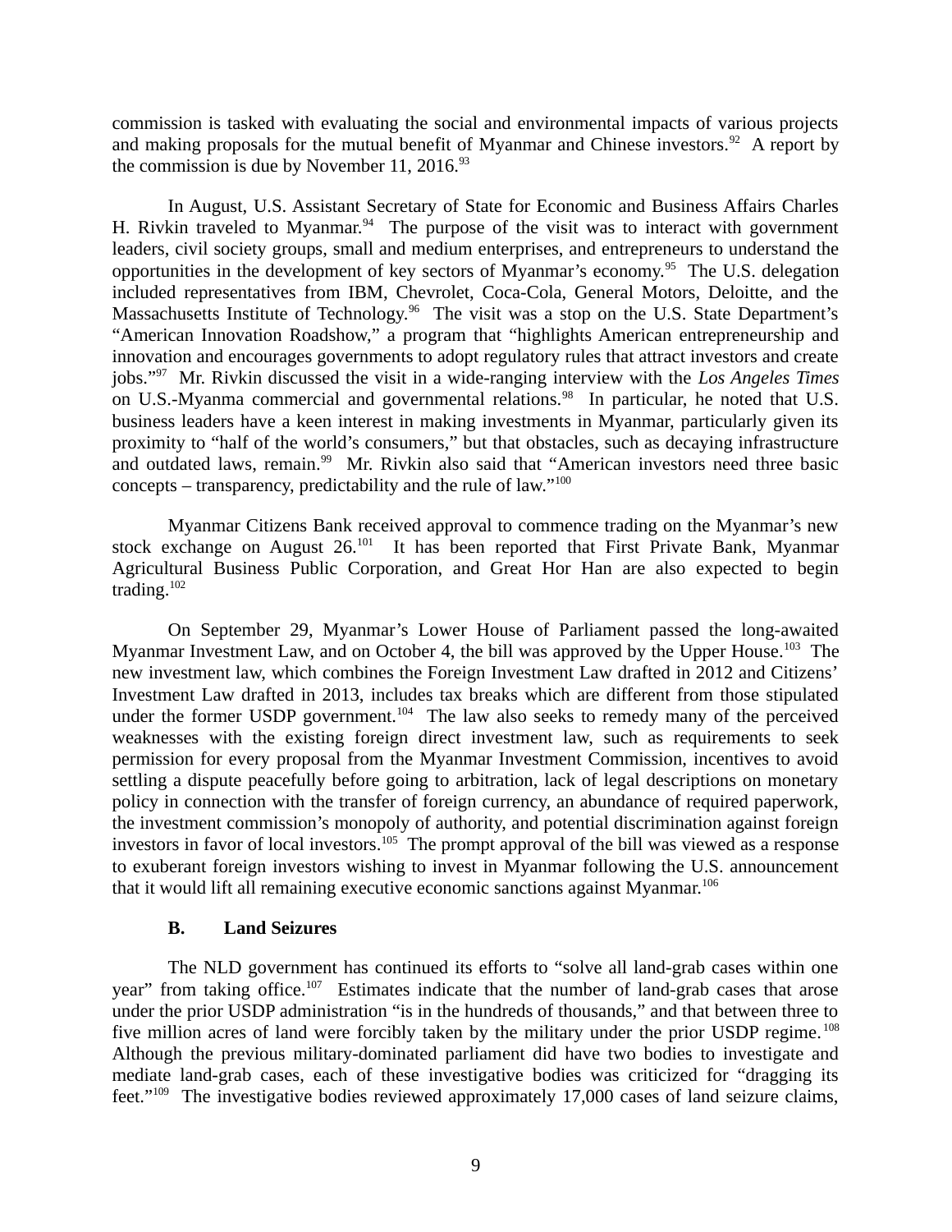commission is tasked with evaluating the social and environmental impacts of various projects and making proposals for the mutual benefit of Myanmar and Chinese investors.[92] A report by the commission is due by November 11, 2016.[93]

In August, U.S. Assistant Secretary of State for Economic and Business Affairs Charles H. Rivkin traveled to Myanmar.[94] The purpose of the visit was to interact with government leaders, civil society groups, small and medium enterprises, and entrepreneurs to understand the opportunities in the development of key sectors of Myanmar's economy.[95] The U.S. delegation included representatives from IBM, Chevrolet, Coca-Cola, General Motors, Deloitte, and the Massachusetts Institute of Technology.[96] The visit was a stop on the U.S. State Department's "American Innovation Roadshow," a program that "highlights American entrepreneurship and innovation and encourages governments to adopt regulatory rules that attract investors and create jobs."[97] Mr. Rivkin discussed the visit in a wide-ranging interview with the *Los Angeles Times* on U.S.-Myanma commercial and governmental relations.[98] In particular, he noted that U.S. business leaders have a keen interest in making investments in Myanmar, particularly given its proximity to "half of the world's consumers," but that obstacles, such as decaying infrastructure and outdated laws, remain.[99] Mr. Rivkin also said that "American investors need three basic concepts – transparency, predictability and the rule of law."[100]

Myanmar Citizens Bank received approval to commence trading on the Myanmar's new stock exchange on August 26.[101] It has been reported that First Private Bank, Myanmar Agricultural Business Public Corporation, and Great Hor Han are also expected to begin trading.[102]

On September 29, Myanmar's Lower House of Parliament passed the long-awaited Myanmar Investment Law, and on October 4, the bill was approved by the Upper House.[103] The new investment law, which combines the Foreign Investment Law drafted in 2012 and Citizens' Investment Law drafted in 2013, includes tax breaks which are different from those stipulated under the former USDP government.[104] The law also seeks to remedy many of the perceived weaknesses with the existing foreign direct investment law, such as requirements to seek permission for every proposal from the Myanmar Investment Commission, incentives to avoid settling a dispute peacefully before going to arbitration, lack of legal descriptions on monetary policy in connection with the transfer of foreign currency, an abundance of required paperwork, the investment commission's monopoly of authority, and potential discrimination against foreign investors in favor of local investors.[105] The prompt approval of the bill was viewed as a response to exuberant foreign investors wishing to invest in Myanmar following the U.S. announcement that it would lift all remaining executive economic sanctions against Myanmar.[106]

### B. Land Seizures

The NLD government has continued its efforts to "solve all land-grab cases within one year" from taking office.[107] Estimates indicate that the number of land-grab cases that arose under the prior USDP administration "is in the hundreds of thousands," and that between three to five million acres of land were forcibly taken by the military under the prior USDP regime.[108] Although the previous military-dominated parliament did have two bodies to investigate and mediate land-grab cases, each of these investigative bodies was criticized for "dragging its feet."[109] The investigative bodies reviewed approximately 17,000 cases of land seizure claims,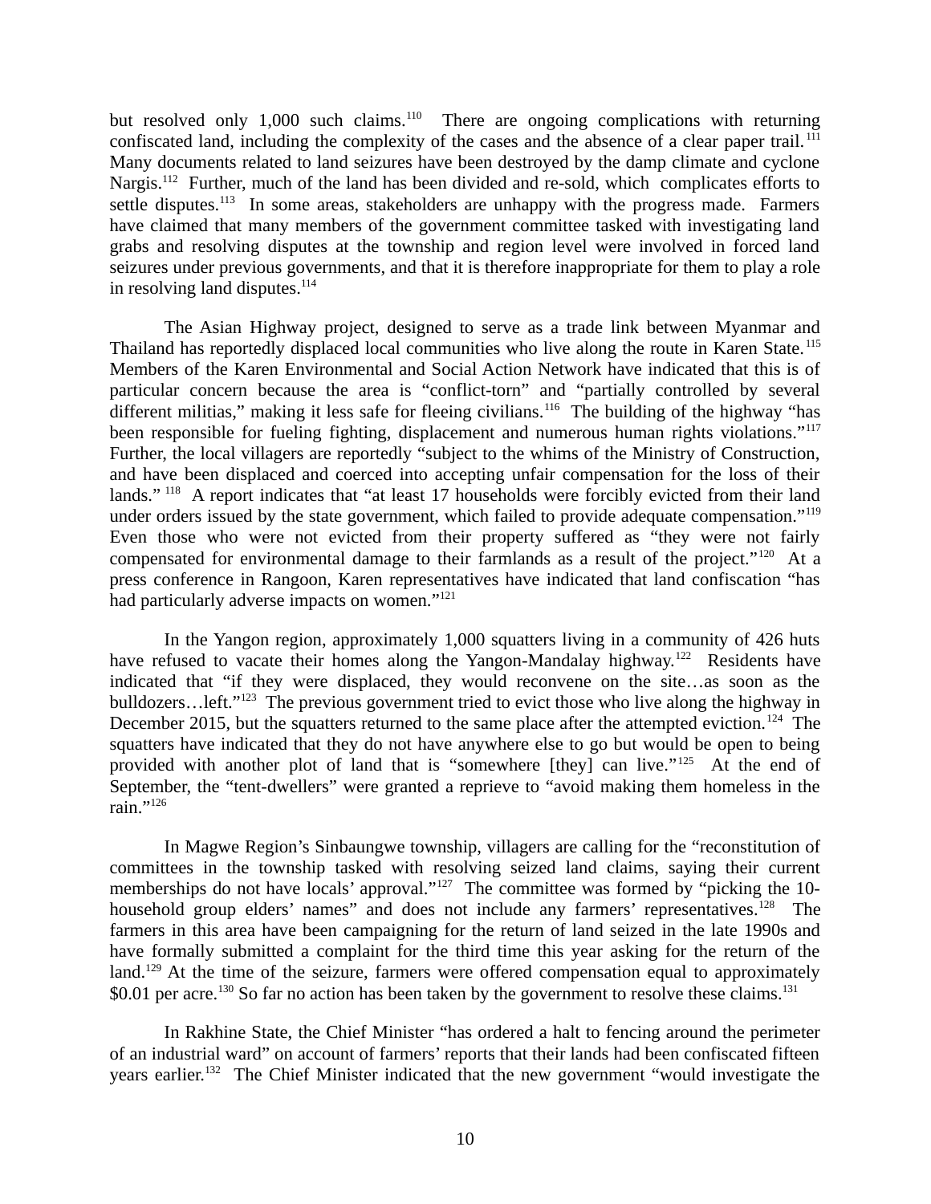but resolved only 1,000 such claims.[110] There are ongoing complications with returning confiscated land, including the complexity of the cases and the absence of a clear paper trail.[111] Many documents related to land seizures have been destroyed by the damp climate and cyclone Nargis.[112] Further, much of the land has been divided and re-sold, which complicates efforts to settle disputes.[113] In some areas, stakeholders are unhappy with the progress made. Farmers have claimed that many members of the government committee tasked with investigating land grabs and resolving disputes at the township and region level were involved in forced land seizures under previous governments, and that it is therefore inappropriate for them to play a role in resolving land disputes.[114]

The Asian Highway project, designed to serve as a trade link between Myanmar and Thailand has reportedly displaced local communities who live along the route in Karen State.[115] Members of the Karen Environmental and Social Action Network have indicated that this is of particular concern because the area is "conflict-torn" and "partially controlled by several different militias," making it less safe for fleeing civilians.[116] The building of the highway "has been responsible for fueling fighting, displacement and numerous human rights violations."[117] Further, the local villagers are reportedly "subject to the whims of the Ministry of Construction, and have been displaced and coerced into accepting unfair compensation for the loss of their lands."[118] A report indicates that "at least 17 households were forcibly evicted from their land under orders issued by the state government, which failed to provide adequate compensation."[119] Even those who were not evicted from their property suffered as "they were not fairly compensated for environmental damage to their farmlands as a result of the project."[120] At a press conference in Rangoon, Karen representatives have indicated that land confiscation "has had particularly adverse impacts on women."[121]

In the Yangon region, approximately 1,000 squatters living in a community of 426 huts have refused to vacate their homes along the Yangon-Mandalay highway.[122] Residents have indicated that "if they were displaced, they would reconvene on the site…as soon as the bulldozers…left."[123] The previous government tried to evict those who live along the highway in December 2015, but the squatters returned to the same place after the attempted eviction.[124] The squatters have indicated that they do not have anywhere else to go but would be open to being provided with another plot of land that is "somewhere [they] can live."[125] At the end of September, the "tent-dwellers" were granted a reprieve to "avoid making them homeless in the rain."[126]

In Magwe Region's Sinbaungwe township, villagers are calling for the "reconstitution of committees in the township tasked with resolving seized land claims, saying their current memberships do not have locals' approval."[127] The committee was formed by "picking the 10-household group elders' names" and does not include any farmers' representatives.[128] The farmers in this area have been campaigning for the return of land seized in the late 1990s and have formally submitted a complaint for the third time this year asking for the return of the land.[129] At the time of the seizure, farmers were offered compensation equal to approximately $0.01 per acre.[130] So far no action has been taken by the government to resolve these claims.[131]

In Rakhine State, the Chief Minister "has ordered a halt to fencing around the perimeter of an industrial ward" on account of farmers' reports that their lands had been confiscated fifteen years earlier.[132] The Chief Minister indicated that the new government "would investigate the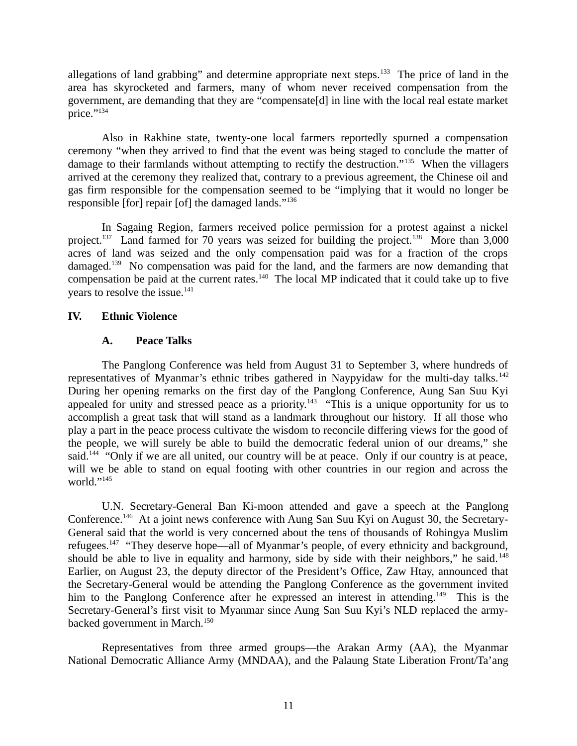allegations of land grabbing" and determine appropriate next steps.[133] The price of land in the area has skyrocketed and farmers, many of whom never received compensation from the government, are demanding that they are "compensate[d] in line with the local real estate market price."[134]

Also in Rakhine state, twenty-one local farmers reportedly spurned a compensation ceremony "when they arrived to find that the event was being staged to conclude the matter of damage to their farmlands without attempting to rectify the destruction."[135] When the villagers arrived at the ceremony they realized that, contrary to a previous agreement, the Chinese oil and gas firm responsible for the compensation seemed to be "implying that it would no longer be responsible [for] repair [of] the damaged lands."[136]

In Sagaing Region, farmers received police permission for a protest against a nickel project.[137] Land farmed for 70 years was seized for building the project.[138] More than 3,000 acres of land was seized and the only compensation paid was for a fraction of the crops damaged.[139] No compensation was paid for the land, and the farmers are now demanding that compensation be paid at the current rates.[140] The local MP indicated that it could take up to five years to resolve the issue.[141]

## IV. Ethnic Violence

### A. Peace Talks

The Panglong Conference was held from August 31 to September 3, where hundreds of representatives of Myanmar's ethnic tribes gathered in Naypyidaw for the multi-day talks.[142] During her opening remarks on the first day of the Panglong Conference, Aung San Suu Kyi appealed for unity and stressed peace as a priority.[143] "This is a unique opportunity for us to accomplish a great task that will stand as a landmark throughout our history. If all those who play a part in the peace process cultivate the wisdom to reconcile differing views for the good of the people, we will surely be able to build the democratic federal union of our dreams," she said.[144] "Only if we are all united, our country will be at peace. Only if our country is at peace, will we be able to stand on equal footing with other countries in our region and across the world."[145]

U.N. Secretary-General Ban Ki-moon attended and gave a speech at the Panglong Conference.[146] At a joint news conference with Aung San Suu Kyi on August 30, the Secretary-General said that the world is very concerned about the tens of thousands of Rohingya Muslim refugees.[147] "They deserve hope—all of Myanmar's people, of every ethnicity and background, should be able to live in equality and harmony, side by side with their neighbors," he said.[148] Earlier, on August 23, the deputy director of the President's Office, Zaw Htay, announced that the Secretary-General would be attending the Panglong Conference as the government invited him to the Panglong Conference after he expressed an interest in attending.[149] This is the Secretary-General's first visit to Myanmar since Aung San Suu Kyi's NLD replaced the army-backed government in March.[150]

Representatives from three armed groups—the Arakan Army (AA), the Myanmar National Democratic Alliance Army (MNDAA), and the Palaung State Liberation Front/Ta'ang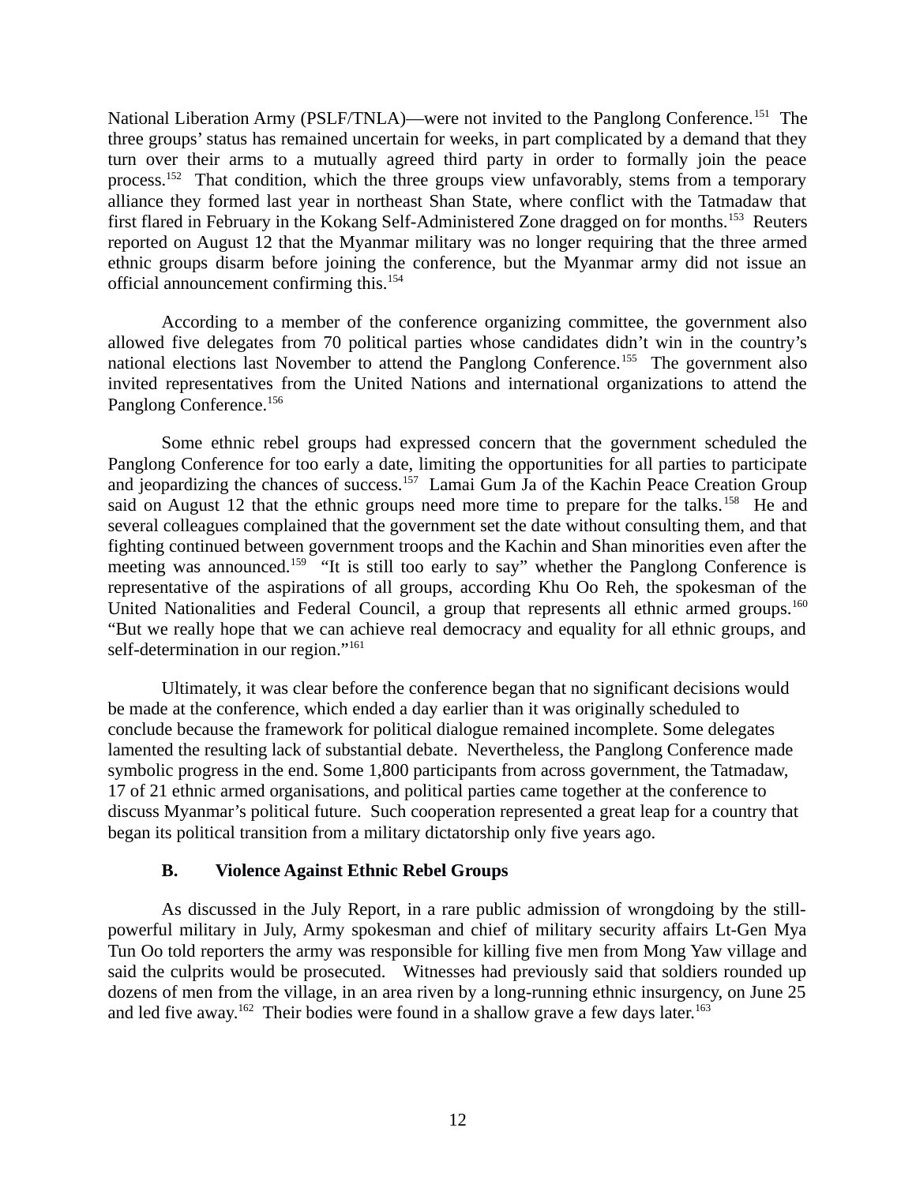National Liberation Army (PSLF/TNLA)—were not invited to the Panglong Conference.[151] The three groups' status has remained uncertain for weeks, in part complicated by a demand that they turn over their arms to a mutually agreed third party in order to formally join the peace process.[152] That condition, which the three groups view unfavorably, stems from a temporary alliance they formed last year in northeast Shan State, where conflict with the Tatmadaw that first flared in February in the Kokang Self-Administered Zone dragged on for months.[153] Reuters reported on August 12 that the Myanmar military was no longer requiring that the three armed ethnic groups disarm before joining the conference, but the Myanmar army did not issue an official announcement confirming this.[154]

According to a member of the conference organizing committee, the government also allowed five delegates from 70 political parties whose candidates didn't win in the country's national elections last November to attend the Panglong Conference.[155] The government also invited representatives from the United Nations and international organizations to attend the Panglong Conference.[156]

Some ethnic rebel groups had expressed concern that the government scheduled the Panglong Conference for too early a date, limiting the opportunities for all parties to participate and jeopardizing the chances of success.[157] Lamai Gum Ja of the Kachin Peace Creation Group said on August 12 that the ethnic groups need more time to prepare for the talks.[158] He and several colleagues complained that the government set the date without consulting them, and that fighting continued between government troops and the Kachin and Shan minorities even after the meeting was announced.[159] "It is still too early to say" whether the Panglong Conference is representative of the aspirations of all groups, according Khu Oo Reh, the spokesman of the United Nationalities and Federal Council, a group that represents all ethnic armed groups.[160] "But we really hope that we can achieve real democracy and equality for all ethnic groups, and self-determination in our region."[161]

Ultimately, it was clear before the conference began that no significant decisions would be made at the conference, which ended a day earlier than it was originally scheduled to conclude because the framework for political dialogue remained incomplete. Some delegates lamented the resulting lack of substantial debate. Nevertheless, the Panglong Conference made symbolic progress in the end. Some 1,800 participants from across government, the Tatmadaw, 17 of 21 ethnic armed organisations, and political parties came together at the conference to discuss Myanmar's political future. Such cooperation represented a great leap for a country that began its political transition from a military dictatorship only five years ago.

### B. Violence Against Ethnic Rebel Groups

As discussed in the July Report, in a rare public admission of wrongdoing by the still-powerful military in July, Army spokesman and chief of military security affairs Lt-Gen Mya Tun Oo told reporters the army was responsible for killing five men from Mong Yaw village and said the culprits would be prosecuted. Witnesses had previously said that soldiers rounded up dozens of men from the village, in an area riven by a long-running ethnic insurgency, on June 25 and led five away.[162] Their bodies were found in a shallow grave a few days later.[163]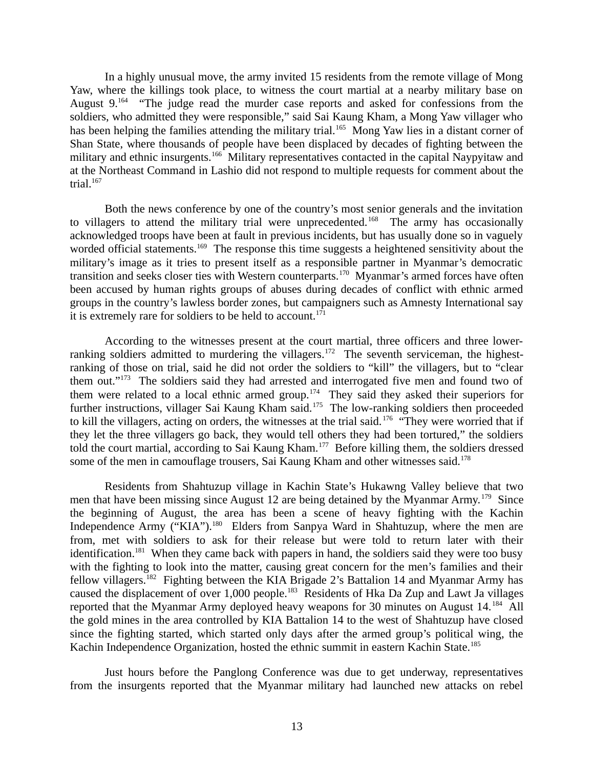In a highly unusual move, the army invited 15 residents from the remote village of Mong Yaw, where the killings took place, to witness the court martial at a nearby military base on August 9.[164] "The judge read the murder case reports and asked for confessions from the soldiers, who admitted they were responsible," said Sai Kaung Kham, a Mong Yaw villager who has been helping the families attending the military trial.[165] Mong Yaw lies in a distant corner of Shan State, where thousands of people have been displaced by decades of fighting between the military and ethnic insurgents.[166] Military representatives contacted in the capital Naypyitaw and at the Northeast Command in Lashio did not respond to multiple requests for comment about the trial.[167]

Both the news conference by one of the country's most senior generals and the invitation to villagers to attend the military trial were unprecedented.[168] The army has occasionally acknowledged troops have been at fault in previous incidents, but has usually done so in vaguely worded official statements.[169] The response this time suggests a heightened sensitivity about the military's image as it tries to present itself as a responsible partner in Myanmar's democratic transition and seeks closer ties with Western counterparts.[170] Myanmar's armed forces have often been accused by human rights groups of abuses during decades of conflict with ethnic armed groups in the country's lawless border zones, but campaigners such as Amnesty International say it is extremely rare for soldiers to be held to account.[171]

According to the witnesses present at the court martial, three officers and three lower-ranking soldiers admitted to murdering the villagers.[172] The seventh serviceman, the highest-ranking of those on trial, said he did not order the soldiers to "kill" the villagers, but to "clear them out."[173] The soldiers said they had arrested and interrogated five men and found two of them were related to a local ethnic armed group.[174] They said they asked their superiors for further instructions, villager Sai Kaung Kham said.[175] The low-ranking soldiers then proceeded to kill the villagers, acting on orders, the witnesses at the trial said.[176] "They were worried that if they let the three villagers go back, they would tell others they had been tortured," the soldiers told the court martial, according to Sai Kaung Kham.[177] Before killing them, the soldiers dressed some of the men in camouflage trousers, Sai Kaung Kham and other witnesses said.[178]

Residents from Shahtuzup village in Kachin State's Hukawng Valley believe that two men that have been missing since August 12 are being detained by the Myanmar Army.[179] Since the beginning of August, the area has been a scene of heavy fighting with the Kachin Independence Army ("KIA").[180] Elders from Sanpya Ward in Shahtuzup, where the men are from, met with soldiers to ask for their release but were told to return later with their identification.[181] When they came back with papers in hand, the soldiers said they were too busy with the fighting to look into the matter, causing great concern for the men's families and their fellow villagers.[182] Fighting between the KIA Brigade 2's Battalion 14 and Myanmar Army has caused the displacement of over 1,000 people.[183] Residents of Hka Da Zup and Lawt Ja villages reported that the Myanmar Army deployed heavy weapons for 30 minutes on August 14.[184] All the gold mines in the area controlled by KIA Battalion 14 to the west of Shahtuzup have closed since the fighting started, which started only days after the armed group's political wing, the Kachin Independence Organization, hosted the ethnic summit in eastern Kachin State.[185]

Just hours before the Panglong Conference was due to get underway, representatives from the insurgents reported that the Myanmar military had launched new attacks on rebel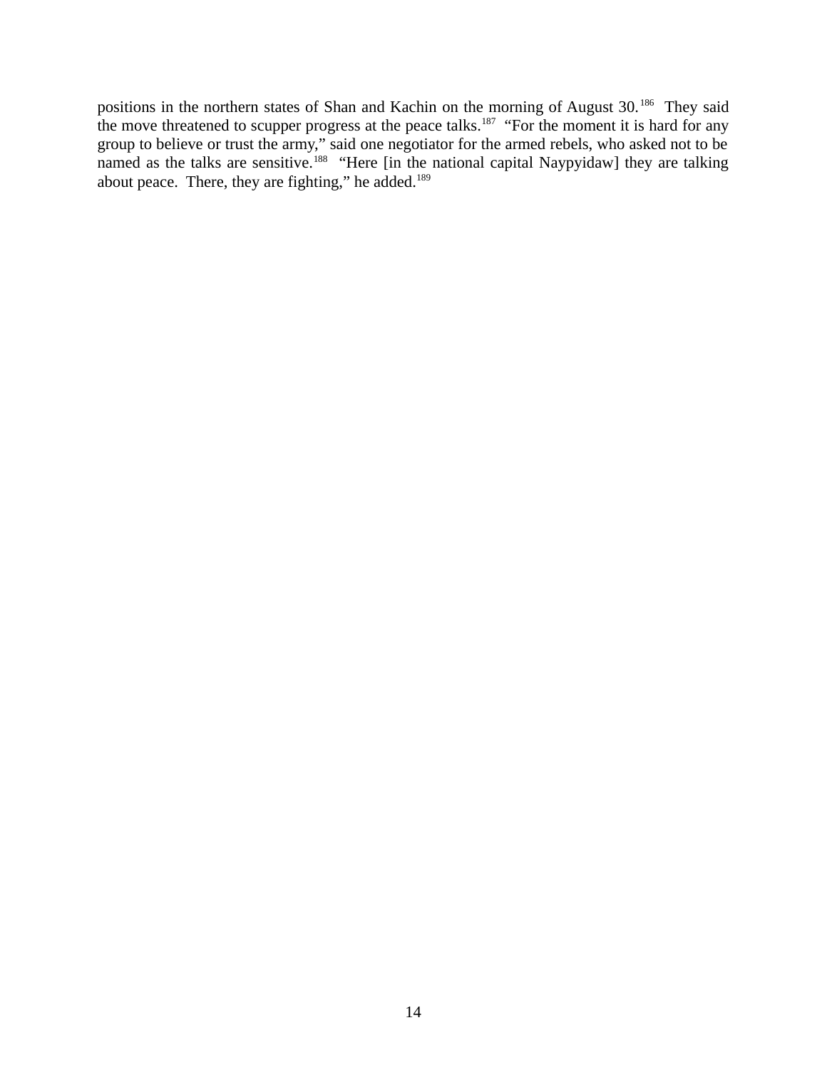positions in the northern states of Shan and Kachin on the morning of August 30.[186] They said the move threatened to scupper progress at the peace talks.[187] "For the moment it is hard for any group to believe or trust the army," said one negotiator for the armed rebels, who asked not to be named as the talks are sensitive.[188] "Here [in the national capital Naypyidaw] they are talking about peace. There, they are fighting," he added.[189]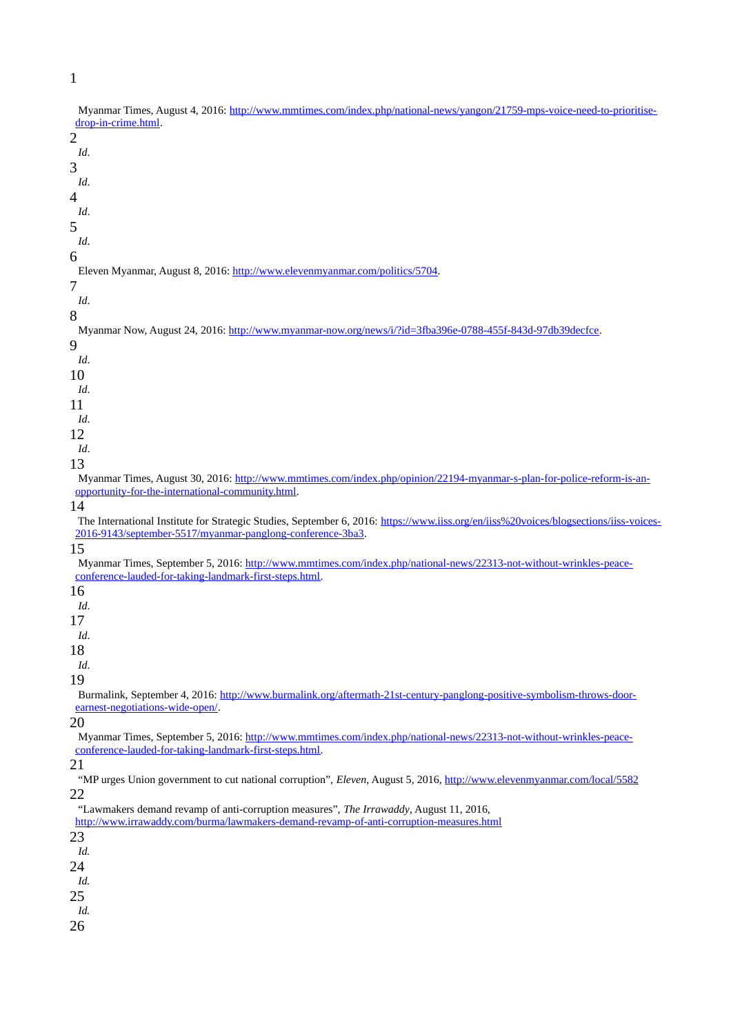1

Myanmar Times, August 4, 2016: http://www.mmtimes.com/index.php/national-news/yangon/21759-mps-voice-need-to-prioritise-drop-in-crime.html.

2

*Id*.

3

*Id*.

4

*Id*.

5

*Id*.

6

Eleven Myanmar, August 8, 2016: http://www.elevenmyanmar.com/politics/5704.

7

*Id*.

8

Myanmar Now, August 24, 2016: http://www.myanmar-now.org/news/i/?id=3fba396e-0788-455f-843d-97db39decfce.

9

*Id*.

10

*Id*.

11

*Id*.

12

*Id*.

13

Myanmar Times, August 30, 2016: http://www.mmtimes.com/index.php/opinion/22194-myanmar-s-plan-for-police-reform-is-an-opportunity-for-the-international-community.html.

14

The International Institute for Strategic Studies, September 6, 2016: https://www.iiss.org/en/iiss%20voices/blogsections/iiss-voices-2016-9143/september-5517/myanmar-panglong-conference-3ba3.

15

Myanmar Times, September 5, 2016: http://www.mmtimes.com/index.php/national-news/22313-not-without-wrinkles-peace-conference-lauded-for-taking-landmark-first-steps.html.

16

*Id*.

17

*Id*.

18

*Id*.

19

Burmalink, September 4, 2016: http://www.burmalink.org/aftermath-21st-century-panglong-positive-symbolism-throws-door-earnest-negotiations-wide-open/.

20

Myanmar Times, September 5, 2016: http://www.mmtimes.com/index.php/national-news/22313-not-without-wrinkles-peace-conference-lauded-for-taking-landmark-first-steps.html.

21

"MP urges Union government to cut national corruption", *Eleven*, August 5, 2016, http://www.elevenmyanmar.com/local/5582

22

"Lawmakers demand revamp of anti-corruption measures", *The Irrawaddy*, August 11, 2016, http://www.irrawaddy.com/burma/lawmakers-demand-revamp-of-anti-corruption-measures.html

23

*Id.*

24

*Id.*

25

*Id.*

26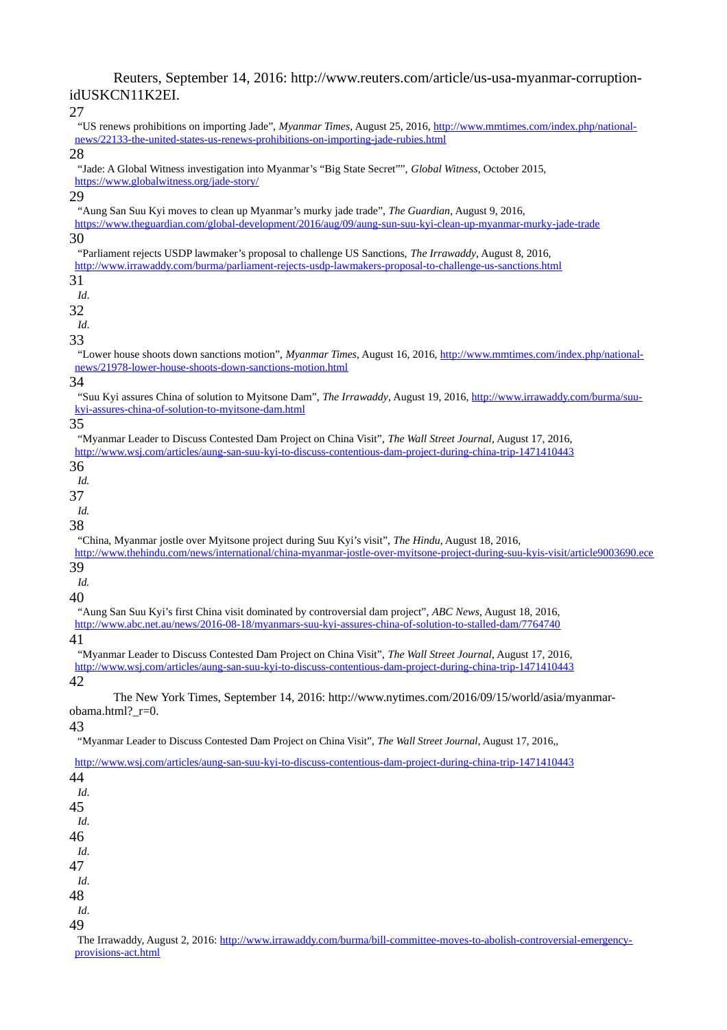Reuters, September 14, 2016: http://www.reuters.com/article/us-usa-myanmar-corruption-idUSKCN11K2EI.

27

"US renews prohibitions on importing Jade", *Myanmar Times*, August 25, 2016, http://www.mmtimes.com/index.php/national-news/22133-the-united-states-us-renews-prohibitions-on-importing-jade-rubies.html

28

"Jade: A Global Witness investigation into Myanmar's "Big State Secret"", *Global Witness*, October 2015, https://www.globalwitness.org/jade-story/

29

"Aung San Suu Kyi moves to clean up Myanmar's murky jade trade", *The Guardian*, August 9, 2016, https://www.theguardian.com/global-development/2016/aug/09/aung-sun-suu-kyi-clean-up-myanmar-murky-jade-trade

30

"Parliament rejects USDP lawmaker's proposal to challenge US Sanctions, *The Irrawaddy*, August 8, 2016, http://www.irrawaddy.com/burma/parliament-rejects-usdp-lawmakers-proposal-to-challenge-us-sanctions.html

31

*Id*.

32

*Id*.

33

"Lower house shoots down sanctions motion", *Myanmar Times*, August 16, 2016, http://www.mmtimes.com/index.php/national-news/21978-lower-house-shoots-down-sanctions-motion.html

34

"Suu Kyi assures China of solution to Myitsone Dam", *The Irrawaddy*, August 19, 2016, http://www.irrawaddy.com/burma/suu-kyi-assures-china-of-solution-to-myitsone-dam.html

35

"Myanmar Leader to Discuss Contested Dam Project on China Visit", *The Wall Street Journal*, August 17, 2016, http://www.wsj.com/articles/aung-san-suu-kyi-to-discuss-contentious-dam-project-during-china-trip-1471410443

36

*Id.*

37

*Id.*

38

"China, Myanmar jostle over Myitsone project during Suu Kyi's visit", *The Hindu*, August 18, 2016, http://www.thehindu.com/news/international/china-myanmar-jostle-over-myitsone-project-during-suu-kyis-visit/article9003690.ece

39

*Id.*

40

"Aung San Suu Kyi's first China visit dominated by controversial dam project", *ABC News*, August 18, 2016, http://www.abc.net.au/news/2016-08-18/myanmars-suu-kyi-assures-china-of-solution-to-stalled-dam/7764740

41

"Myanmar Leader to Discuss Contested Dam Project on China Visit", *The Wall Street Journal*, August 17, 2016, http://www.wsj.com/articles/aung-san-suu-kyi-to-discuss-contentious-dam-project-during-china-trip-1471410443

42

The New York Times, September 14, 2016: http://www.nytimes.com/2016/09/15/world/asia/myanmar-obama.html?_r=0.

43

"Myanmar Leader to Discuss Contested Dam Project on China Visit", *The Wall Street Journal*, August 17, 2016,,

http://www.wsj.com/articles/aung-san-suu-kyi-to-discuss-contentious-dam-project-during-china-trip-1471410443

44

*Id*.

45

*Id*.

46

*Id*.

47

*Id*.

48

*Id*.

49

The Irrawaddy, August 2, 2016: http://www.irrawaddy.com/burma/bill-committee-moves-to-abolish-controversial-emergency-provisions-act.html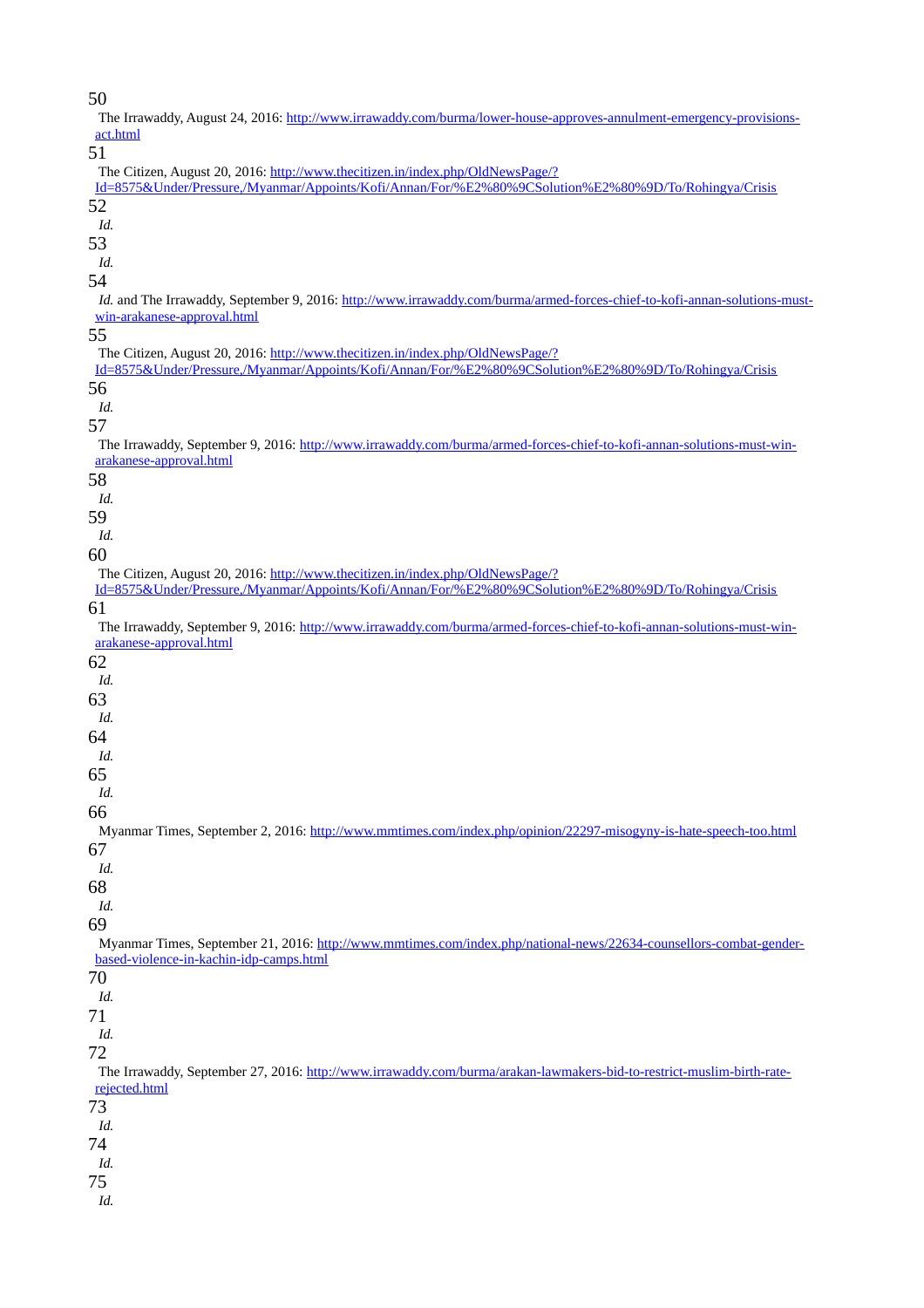50
The Irrawaddy, August 24, 2016: http://www.irrawaddy.com/burma/lower-house-approves-annulment-emergency-provisions-act.html

51
The Citizen, August 20, 2016: http://www.thecitizen.in/index.php/OldNewsPage/?Id=8575&Under/Pressure,/Myanmar/Appoints/Kofi/Annan/For/%E2%80%9CSolution%E2%80%9D/To/Rohingya/Crisis

52
*Id.*

53
*Id.*

54
*Id.* and The Irrawaddy, September 9, 2016: http://www.irrawaddy.com/burma/armed-forces-chief-to-kofi-annan-solutions-must-win-arakanese-approval.html

55
The Citizen, August 20, 2016: http://www.thecitizen.in/index.php/OldNewsPage/?Id=8575&Under/Pressure,/Myanmar/Appoints/Kofi/Annan/For/%E2%80%9CSolution%E2%80%9D/To/Rohingya/Crisis

56
*Id.*

57
The Irrawaddy, September 9, 2016: http://www.irrawaddy.com/burma/armed-forces-chief-to-kofi-annan-solutions-must-win-arakanese-approval.html

58
*Id.*

59
*Id.*

60
The Citizen, August 20, 2016: http://www.thecitizen.in/index.php/OldNewsPage/?Id=8575&Under/Pressure,/Myanmar/Appoints/Kofi/Annan/For/%E2%80%9CSolution%E2%80%9D/To/Rohingya/Crisis

61
The Irrawaddy, September 9, 2016: http://www.irrawaddy.com/burma/armed-forces-chief-to-kofi-annan-solutions-must-win-arakanese-approval.html

62
*Id.*

63
*Id.*

64
*Id.*

65
*Id.*

66
Myanmar Times, September 2, 2016: http://www.mmtimes.com/index.php/opinion/22297-misogyny-is-hate-speech-too.html

67
*Id.*

68
*Id.*

69
Myanmar Times, September 21, 2016: http://www.mmtimes.com/index.php/national-news/22634-counsellors-combat-gender-based-violence-in-kachin-idp-camps.html

70
*Id.*

71
*Id.*

72
The Irrawaddy, September 27, 2016: http://www.irrawaddy.com/burma/arakan-lawmakers-bid-to-restrict-muslim-birth-rate-rejected.html

73
*Id.*

74
*Id.*

75
*Id.*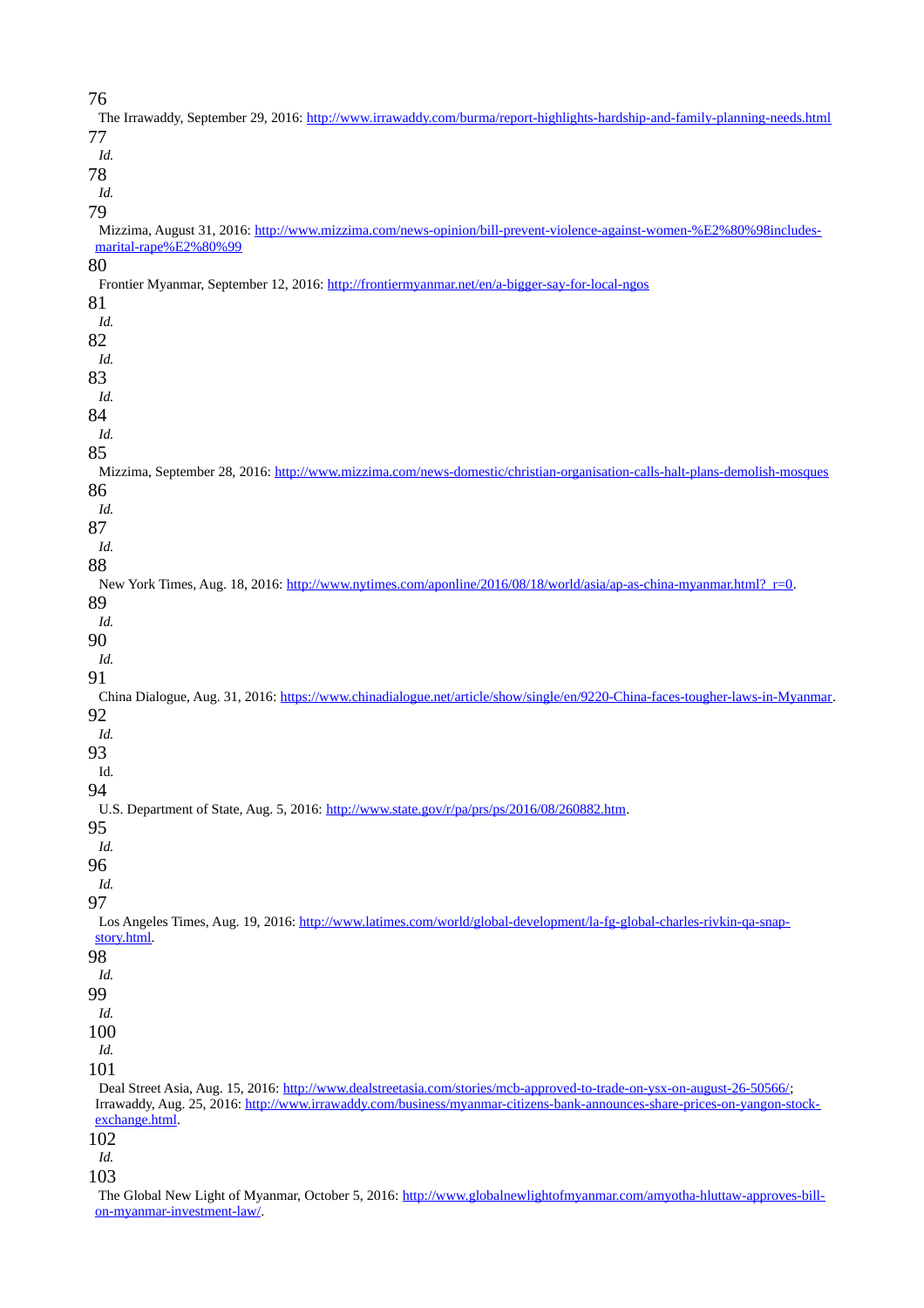76
The Irrawaddy, September 29, 2016: http://www.irrawaddy.com/burma/report-highlights-hardship-and-family-planning-needs.html

77
*Id.*

78
*Id.*

79
Mizzima, August 31, 2016: http://www.mizzima.com/news-opinion/bill-prevent-violence-against-women-%E2%80%98includes-marital-rape%E2%80%99

80
Frontier Myanmar, September 12, 2016: http://frontiermyanmar.net/en/a-bigger-say-for-local-ngos

81
*Id.*

82
*Id.*

83
*Id.*

84
*Id.*

85
Mizzima, September 28, 2016: http://www.mizzima.com/news-domestic/christian-organisation-calls-halt-plans-demolish-mosques

86
*Id.*

87
*Id.*

88
New York Times, Aug. 18, 2016: http://www.nytimes.com/aponline/2016/08/18/world/asia/ap-as-china-myanmar.html?_r=0.

89
*Id.*

90
*Id.*

91
China Dialogue, Aug. 31, 2016: https://www.chinadialogue.net/article/show/single/en/9220-China-faces-tougher-laws-in-Myanmar.

92
*Id.*

93
Id.

94
U.S. Department of State, Aug. 5, 2016: http://www.state.gov/r/pa/prs/ps/2016/08/260882.htm.

95
*Id.*

96
*Id.*

97
Los Angeles Times, Aug. 19, 2016: http://www.latimes.com/world/global-development/la-fg-global-charles-rivkin-qa-snap-story.html.

98
*Id.*

99
*Id.*

100
*Id.*

101
Deal Street Asia, Aug. 15, 2016: http://www.dealstreetasia.com/stories/mcb-approved-to-trade-on-ysx-on-august-26-50566/; Irrawaddy, Aug. 25, 2016: http://www.irrawaddy.com/business/myanmar-citizens-bank-announces-share-prices-on-yangon-stock-exchange.html.

102
*Id.*

103
The Global New Light of Myanmar, October 5, 2016: http://www.globalnewlightofmyanmar.com/amyotha-hluttaw-approves-bill-on-myanmar-investment-law/.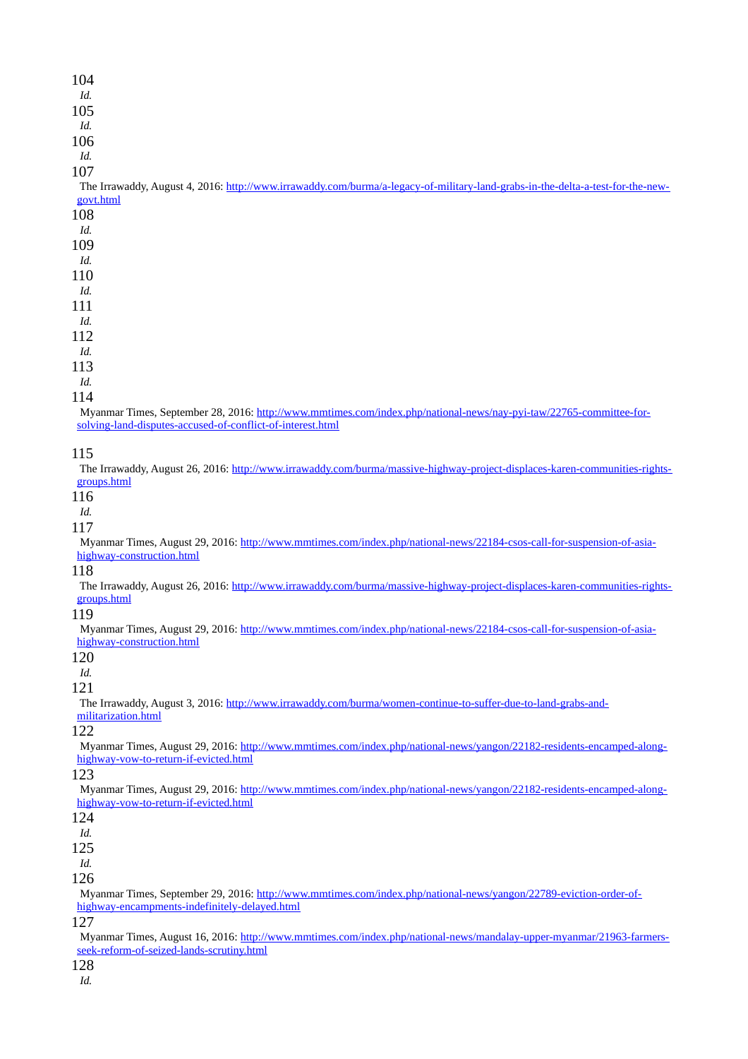104
*Id.*

105
*Id.*

106
*Id.*

107
The Irrawaddy, August 4, 2016: http://www.irrawaddy.com/burma/a-legacy-of-military-land-grabs-in-the-delta-a-test-for-the-new-govt.html

108
*Id.*

109
*Id.*

110
*Id.*

111
*Id.*

112
*Id.*

113
*Id.*

114
Myanmar Times, September 28, 2016: http://www.mmtimes.com/index.php/national-news/nay-pyi-taw/22765-committee-for-solving-land-disputes-accused-of-conflict-of-interest.html

115
The Irrawaddy, August 26, 2016: http://www.irrawaddy.com/burma/massive-highway-project-displaces-karen-communities-rights-groups.html

116
*Id.*

117
Myanmar Times, August 29, 2016: http://www.mmtimes.com/index.php/national-news/22184-csos-call-for-suspension-of-asia-highway-construction.html

118
The Irrawaddy, August 26, 2016: http://www.irrawaddy.com/burma/massive-highway-project-displaces-karen-communities-rights-groups.html

119
Myanmar Times, August 29, 2016: http://www.mmtimes.com/index.php/national-news/22184-csos-call-for-suspension-of-asia-highway-construction.html

120
*Id.*

121
The Irrawaddy, August 3, 2016: http://www.irrawaddy.com/burma/women-continue-to-suffer-due-to-land-grabs-and-militarization.html

122
Myanmar Times, August 29, 2016: http://www.mmtimes.com/index.php/national-news/yangon/22182-residents-encamped-along-highway-vow-to-return-if-evicted.html

123
Myanmar Times, August 29, 2016: http://www.mmtimes.com/index.php/national-news/yangon/22182-residents-encamped-along-highway-vow-to-return-if-evicted.html

124
*Id.*

125
*Id.*

126
Myanmar Times, September 29, 2016: http://www.mmtimes.com/index.php/national-news/yangon/22789-eviction-order-of-highway-encampments-indefinitely-delayed.html

127
Myanmar Times, August 16, 2016: http://www.mmtimes.com/index.php/national-news/mandalay-upper-myanmar/21963-farmers-seek-reform-of-seized-lands-scrutiny.html

128
*Id.*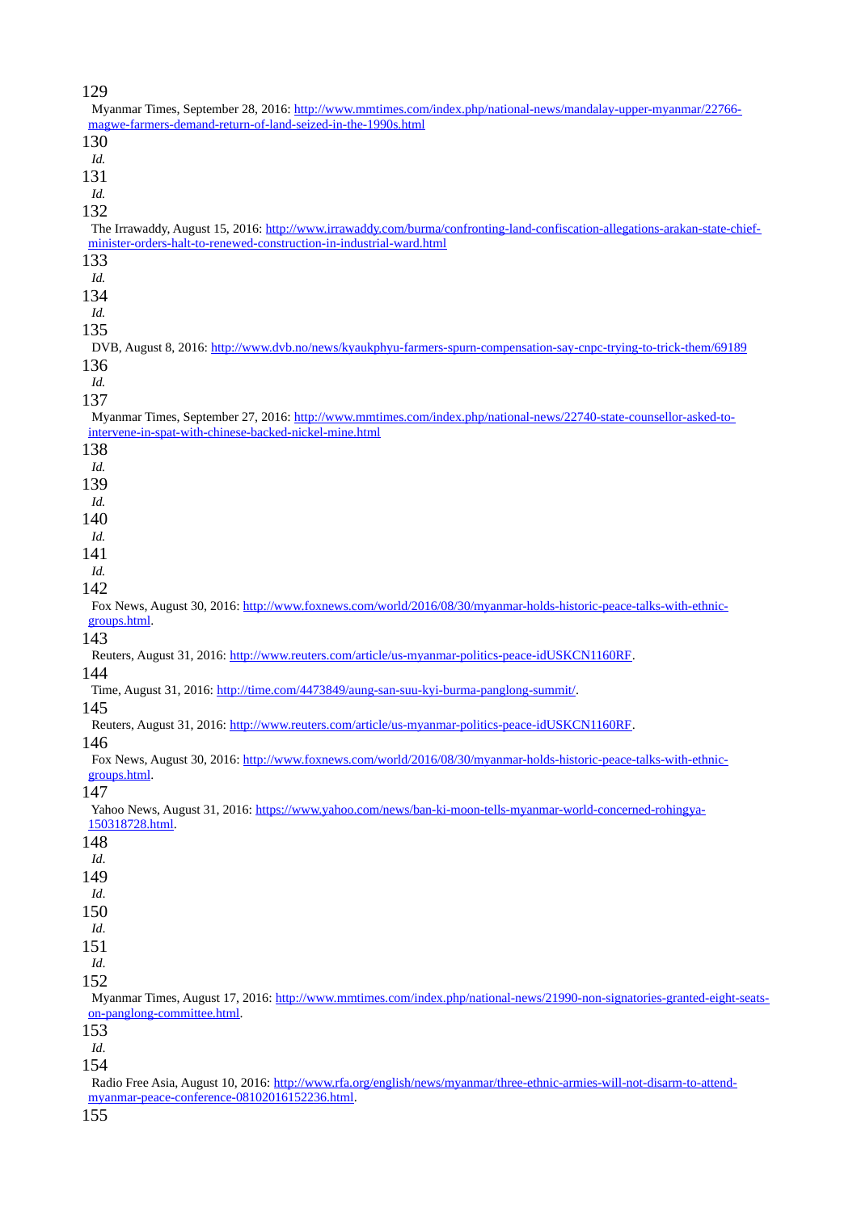129

Myanmar Times, September 28, 2016: http://www.mmtimes.com/index.php/national-news/mandalay-upper-myanmar/22766-magwe-farmers-demand-return-of-land-seized-in-the-1990s.html

130

*Id.*

131

*Id.*

132

The Irrawaddy, August 15, 2016: http://www.irrawaddy.com/burma/confronting-land-confiscation-allegations-arakan-state-chief-minister-orders-halt-to-renewed-construction-in-industrial-ward.html

133

*Id.*

134

*Id.*

135

DVB, August 8, 2016: http://www.dvb.no/news/kyaukphyu-farmers-spurn-compensation-say-cnpc-trying-to-trick-them/69189

136

*Id.*

137

Myanmar Times, September 27, 2016: http://www.mmtimes.com/index.php/national-news/22740-state-counsellor-asked-to-intervene-in-spat-with-chinese-backed-nickel-mine.html

138

*Id.*

139

*Id.*

140

*Id.*

141

*Id.*

142

Fox News, August 30, 2016: http://www.foxnews.com/world/2016/08/30/myanmar-holds-historic-peace-talks-with-ethnic-groups.html.

143

Reuters, August 31, 2016: http://www.reuters.com/article/us-myanmar-politics-peace-idUSKCN1160RF.

144

Time, August 31, 2016: http://time.com/4473849/aung-san-suu-kyi-burma-panglong-summit/.

145

Reuters, August 31, 2016: http://www.reuters.com/article/us-myanmar-politics-peace-idUSKCN1160RF.

146

Fox News, August 30, 2016: http://www.foxnews.com/world/2016/08/30/myanmar-holds-historic-peace-talks-with-ethnic-groups.html.

147

Yahoo News, August 31, 2016: https://www.yahoo.com/news/ban-ki-moon-tells-myanmar-world-concerned-rohingya-150318728.html.

148

*Id.*

149

*Id.*

150

*Id.*

151

*Id.*

152

Myanmar Times, August 17, 2016: http://www.mmtimes.com/index.php/national-news/21990-non-signatories-granted-eight-seats-on-panglong-committee.html.

153

*Id.*

154

Radio Free Asia, August 10, 2016: http://www.rfa.org/english/news/myanmar/three-ethnic-armies-will-not-disarm-to-attend-myanmar-peace-conference-08102016152236.html.

155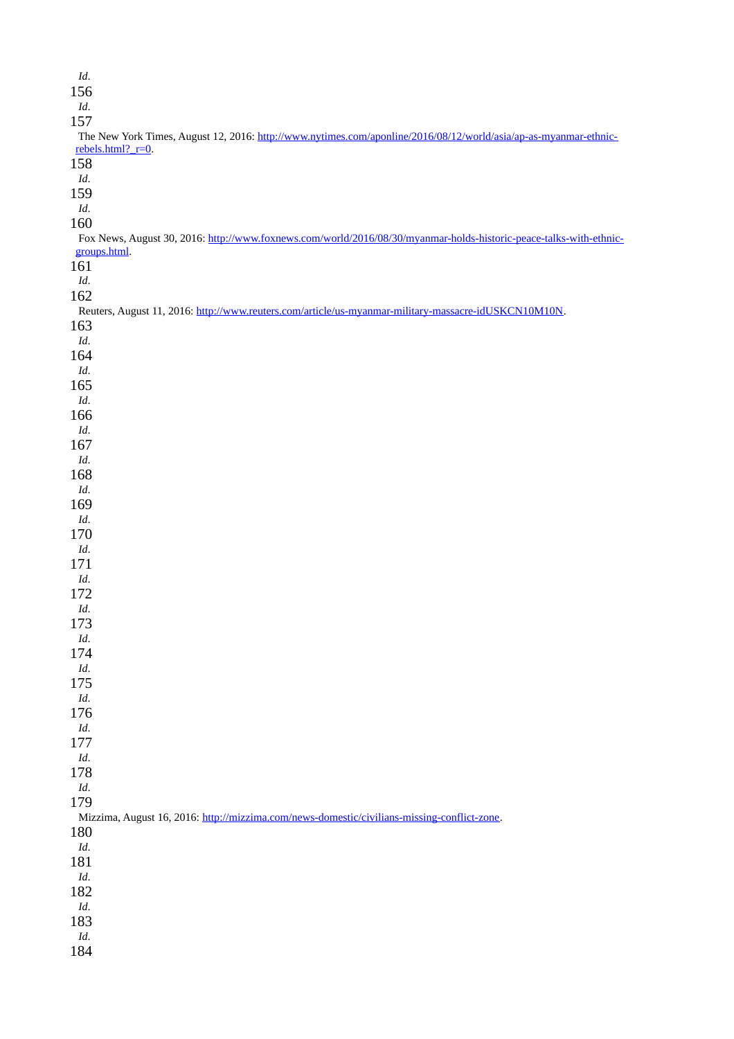*Id.*

156

*Id.*

157

The New York Times, August 12, 2016: [http://www.nytimes.com/aponline/2016/08/12/world/asia/ap-as-myanmar-ethnic-rebels.html?_r=0](http://www.nytimes.com/aponline/2016/08/12/world/asia/ap-as-myanmar-ethnic-rebels.html?_r=0).

158

*Id.*

159

*Id.*

160

Fox News, August 30, 2016: [http://www.foxnews.com/world/2016/08/30/myanmar-holds-historic-peace-talks-with-ethnic-groups.html](http://www.foxnews.com/world/2016/08/30/myanmar-holds-historic-peace-talks-with-ethnic-groups.html).

161

*Id.*

162

Reuters, August 11, 2016: [http://www.reuters.com/article/us-myanmar-military-massacre-idUSKCN10M10N](http://www.reuters.com/article/us-myanmar-military-massacre-idUSKCN10M10N).

163

*Id.*

164

*Id.*

165

*Id.*

166

*Id.*

167

*Id.*

168

*Id.*

169

*Id.*

170

*Id.*

171

*Id.*

172

*Id.*

173

*Id.*

174

*Id.*

175

*Id.*

176

*Id.*

177

*Id.*

178

*Id.*

179

Mizzima, August 16, 2016: [http://mizzima.com/news-domestic/civilians-missing-conflict-zone](http://mizzima.com/news-domestic/civilians-missing-conflict-zone).

180

*Id.*

181

*Id.*

182

*Id.*

183

*Id.*

184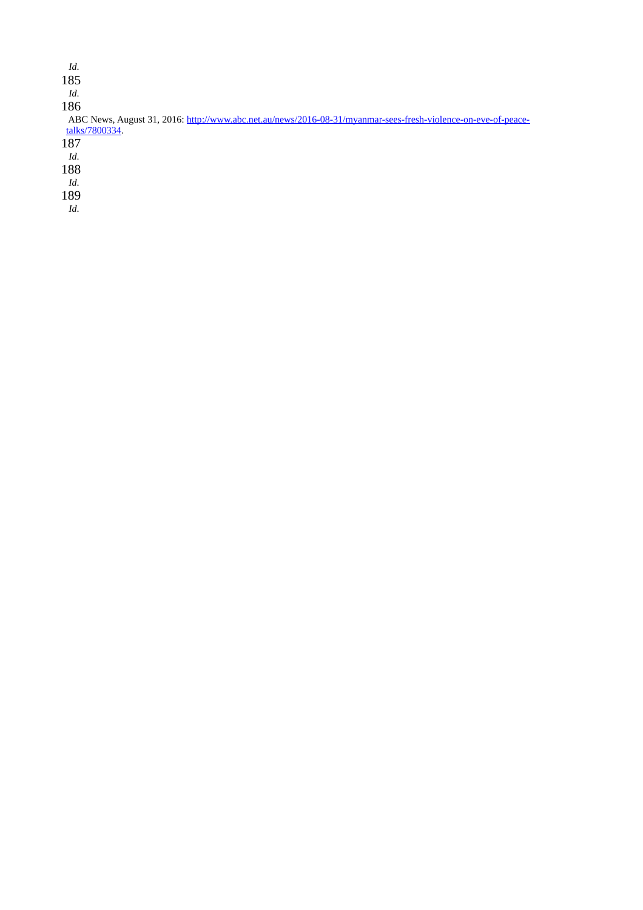*Id*.

185
*Id*.

186
ABC News, August 31, 2016: [http://www.abc.net.au/news/2016-08-31/myanmar-sees-fresh-violence-on-eve-of-peace-talks/7800334](http://www.abc.net.au/news/2016-08-31/myanmar-sees-fresh-violence-on-eve-of-peace-talks/7800334).

187
*Id*.

188
*Id*.

189
*Id*.